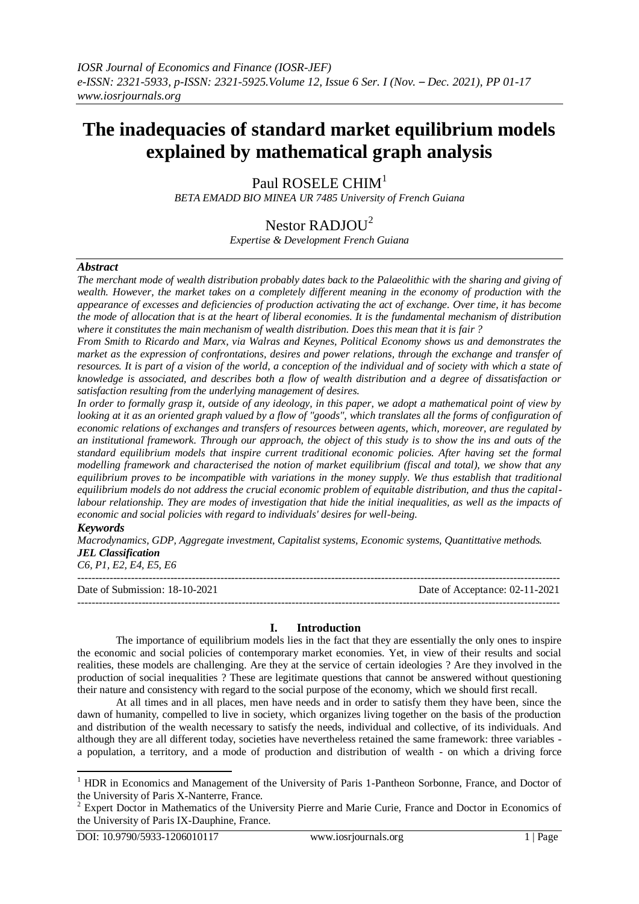# The inadequacies of standard market equilibrium models explained by mathematical graph analysis

Paul ROSELE CHIM[1]

*BETA EMADD BIO MINEA UR 7485 University of French Guiana*

Nestor RADJOU[2]

*Expertise & Development French Guiana*

### *Abstract*

*The merchant mode of wealth distribution probably dates back to the Palaeolithic with the sharing and giving of wealth. However, the market takes on a completely different meaning in the economy of production with the appearance of excesses and deficiencies of production activating the act of exchange. Over time, it has become the mode of allocation that is at the heart of liberal economies. It is the fundamental mechanism of distribution where it constitutes the main mechanism of wealth distribution. Does this mean that it is fair ?*

*From Smith to Ricardo and Marx, via Walras and Keynes, Political Economy shows us and demonstrates the market as the expression of confrontations, desires and power relations, through the exchange and transfer of resources. It is part of a vision of the world, a conception of the individual and of society with which a state of knowledge is associated, and describes both a flow of wealth distribution and a degree of dissatisfaction or satisfaction resulting from the underlying management of desires.*

*In order to formally grasp it, outside of any ideology, in this paper, we adopt a mathematical point of view by looking at it as an oriented graph valued by a flow of "goods", which translates all the forms of configuration of economic relations of exchanges and transfers of resources between agents, which, moreover, are regulated by an institutional framework. Through our approach, the object of this study is to show the ins and outs of the standard equilibrium models that inspire current traditional economic policies. After having set the formal modelling framework and characterised the notion of market equilibrium (fiscal and total), we show that any equilibrium proves to be incompatible with variations in the money supply. We thus establish that traditional equilibrium models do not address the crucial economic problem of equitable distribution, and thus the capital-labour relationship. They are modes of investigation that hide the initial inequalities, as well as the impacts of economic and social policies with regard to individuals' desires for well-being.*

### *Keywords*

*Macrodynamics, GDP, Aggregate investment, Capitalist systems, Economic systems, Quantittative methods.*

### *JEL Classification*

*C6, P1, E2, E4, E5, E6*

Date of Submission: 18-10-2021 | Date of Acceptance: 02-11-2021

## I. Introduction

The importance of equilibrium models lies in the fact that they are essentially the only ones to inspire the economic and social policies of contemporary market economies. Yet, in view of their results and social realities, these models are challenging. Are they at the service of certain ideologies ? Are they involved in the production of social inequalities ? These are legitimate questions that cannot be answered without questioning their nature and consistency with regard to the social purpose of the economy, which we should first recall.

At all times and in all places, men have needs and in order to satisfy them they have been, since the dawn of humanity, compelled to live in society, which organizes living together on the basis of the production and distribution of the wealth necessary to satisfy the needs, individual and collective, of its individuals. And although they are all different today, societies have nevertheless retained the same framework: three variables - a population, a territory, and a mode of production and distribution of wealth - on which a driving force

---

[1] HDR in Economics and Management of the University of Paris 1-Pantheon Sorbonne, France, and Doctor of the University of Paris X-Nanterre, France.

[2] Expert Doctor in Mathematics of the University Pierre and Marie Curie, France and Doctor in Economics of the University of Paris IX-Dauphine, France.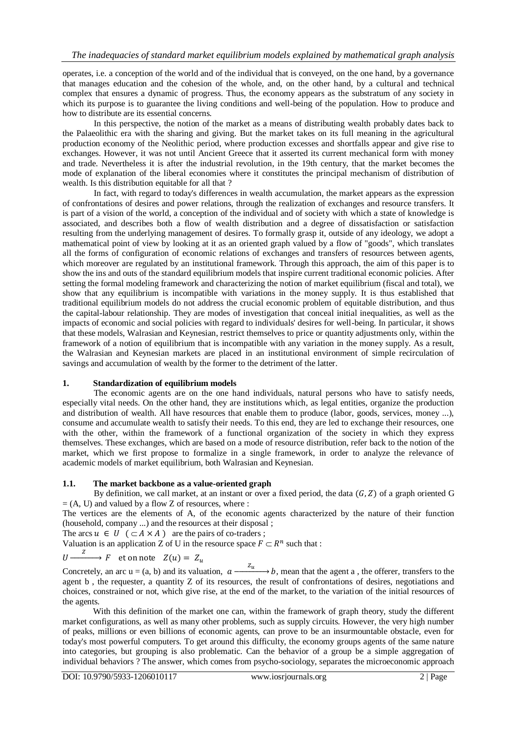operates, i.e. a conception of the world and of the individual that is conveyed, on the one hand, by a governance that manages education and the cohesion of the whole, and, on the other hand, by a cultural and technical complex that ensures a dynamic of progress. Thus, the economy appears as the substratum of any society in which its purpose is to guarantee the living conditions and well-being of the population. How to produce and how to distribute are its essential concerns.

In this perspective, the notion of the market as a means of distributing wealth probably dates back to the Palaeolithic era with the sharing and giving. But the market takes on its full meaning in the agricultural production economy of the Neolithic period, where production excesses and shortfalls appear and give rise to exchanges. However, it was not until Ancient Greece that it asserted its current mechanical form with money and trade. Nevertheless it is after the industrial revolution, in the 19th century, that the market becomes the mode of explanation of the liberal economies where it constitutes the principal mechanism of distribution of wealth. Is this distribution equitable for all that ?

In fact, with regard to today's differences in wealth accumulation, the market appears as the expression of confrontations of desires and power relations, through the realization of exchanges and resource transfers. It is part of a vision of the world, a conception of the individual and of society with which a state of knowledge is associated, and describes both a flow of wealth distribution and a degree of dissatisfaction or satisfaction resulting from the underlying management of desires. To formally grasp it, outside of any ideology, we adopt a mathematical point of view by looking at it as an oriented graph valued by a flow of "goods", which translates all the forms of configuration of economic relations of exchanges and transfers of resources between agents, which moreover are regulated by an institutional framework. Through this approach, the aim of this paper is to show the ins and outs of the standard equilibrium models that inspire current traditional economic policies. After setting the formal modeling framework and characterizing the notion of market equilibrium (fiscal and total), we show that any equilibrium is incompatible with variations in the money supply. It is thus established that traditional equilibrium models do not address the crucial economic problem of equitable distribution, and thus the capital-labour relationship. They are modes of investigation that conceal initial inequalities, as well as the impacts of economic and social policies with regard to individuals' desires for well-being. In particular, it shows that these models, Walrasian and Keynesian, restrict themselves to price or quantity adjustments only, within the framework of a notion of equilibrium that is incompatible with any variation in the money supply. As a result, the Walrasian and Keynesian markets are placed in an institutional environment of simple recirculation of savings and accumulation of wealth by the former to the detriment of the latter.

## 1. Standardization of equilibrium models

The economic agents are on the one hand individuals, natural persons who have to satisfy needs, especially vital needs. On the other hand, they are institutions which, as legal entities, organize the production and distribution of wealth. All have resources that enable them to produce (labor, goods, services, money ...), consume and accumulate wealth to satisfy their needs. To this end, they are led to exchange their resources, one with the other, within the framework of a functional organization of the society in which they express themselves. These exchanges, which are based on a mode of resource distribution, refer back to the notion of the market, which we first propose to formalize in a single framework, in order to analyze the relevance of academic models of market equilibrium, both Walrasian and Keynesian.

### 1.1. The market backbone as a value-oriented graph

By definition, we call market, at an instant or over a fixed period, the data $(G, Z)$ of a graph oriented G = (A, U) and valued by a flow Z of resources, where :

The vertices are the elements of A, of the economic agents characterized by the nature of their function (household, company ...) and the resources at their disposal ;

The arcs $u \in U$ $(\subset A \times A)$ are the pairs of co-traders ;

Valuation is an application Z of U in the resource space $F \subset R^n$ such that :

$U \xrightarrow{\quad Z \quad} F$ et on note $Z(u) = Z_u$

Concretely, an arc u = (a, b) and its valuation, $a \xrightarrow{\quad Z_u \quad} b$, mean that the agent a , the offerer, transfers to the agent b , the requester, a quantity Z of its resources, the result of confrontations of desires, negotiations and choices, constrained or not, which give rise, at the end of the market, to the variation of the initial resources of the agents.

With this definition of the market one can, within the framework of graph theory, study the different market configurations, as well as many other problems, such as supply circuits. However, the very high number of peaks, millions or even billions of economic agents, can prove to be an insurmountable obstacle, even for today's most powerful computers. To get around this difficulty, the economy groups agents of the same nature into categories, but grouping is also problematic. Can the behavior of a group be a simple aggregation of individual behaviors ? The answer, which comes from psycho-sociology, separates the microeconomic approach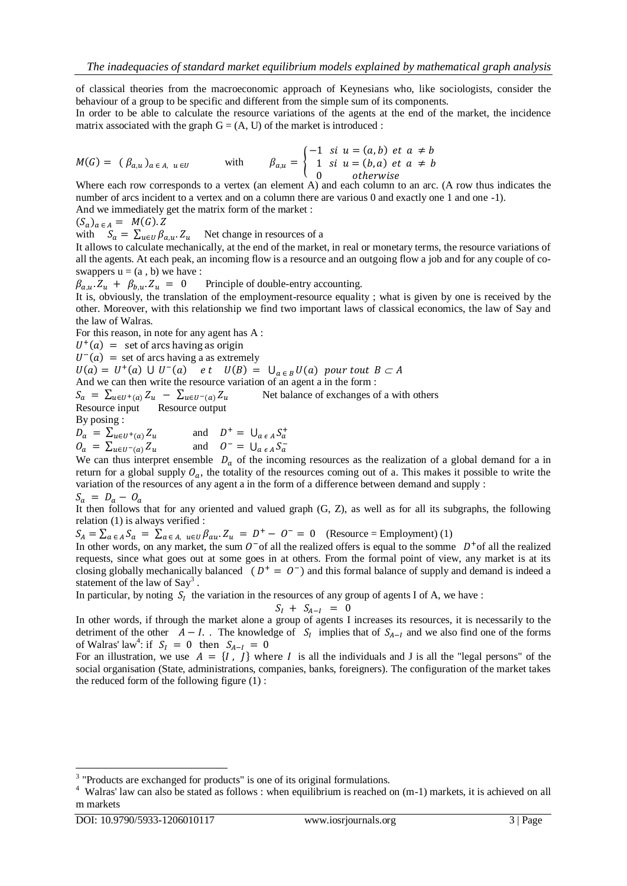of classical theories from the macroeconomic approach of Keynesians who, like sociologists, consider the behaviour of a group to be specific and different from the simple sum of its components.

In order to be able to calculate the resource variations of the agents at the end of the market, the incidence matrix associated with the graph G = (A, U) of the market is introduced :

$$M(G) = \left(\beta_{a,u}\right)_{a \in A,\ u \in U} \qquad \text{with} \qquad \beta_{a,u} = \begin{cases} -1 & si\ u = (a,b)\ et\ a \neq b \\ 1 & si\ u = (b,a)\ et\ a \neq b \\ 0 & otherwise \end{cases}$$

Where each row corresponds to a vertex (an element A) and each column to an arc. (A row thus indicates the number of arcs incident to a vertex and on a column there are various 0 and exactly one 1 and one -1).

And we immediately get the matrix form of the market :

$(S_a)_{a \in A} = M(G).Z$

with $S_a = \sum_{u \in U} \beta_{a,u}.Z_u$ Net change in resources of a

It allows to calculate mechanically, at the end of the market, in real or monetary terms, the resource variations of all the agents. At each peak, an incoming flow is a resource and an outgoing flow a job and for any couple of co-swappers u = (a , b) we have :

$\beta_{a,u}.Z_u + \beta_{b,u}.Z_u = 0$ Principle of double-entry accounting.

It is, obviously, the translation of the employment-resource equality ; what is given by one is received by the other. Moreover, with this relationship we find two important laws of classical economics, the law of Say and the law of Walras.

For this reason, in note for any agent has A :

$U^+(a) =$ set of arcs having as origin

$U^-(a) =$ set of arcs having a as extremely

$U(a) = U^+(a) \cup U^-(a)$ $et$ $U(B) = \cup_{a \in B} U(a)$ $pour\ tout\ B \subset A$

And we can then write the resource variation of an agent a in the form :

$S_a = \sum_{u \in U^+(a)} Z_u - \sum_{u \in U^-(a)} Z_u$ Net balance of exchanges of a with others

Resource input Resource output

By posing :

$D_a = \sum_{u \in U^+(a)} Z_u$ and $D^+ = \cup_{a \in A} S_a^+$

$O_a = \sum_{u \in U^-(a)} Z_u$ and $O^- = \cup_{a \in A} S_a^-$

We can thus interpret ensemble $D_a$ of the incoming resources as the realization of a global demand for a in return for a global supply $O_a$, the totality of the resources coming out of a. This makes it possible to write the variation of the resources of any agent a in the form of a difference between demand and supply :

$S_a = D_a - O_a$

It then follows that for any oriented and valued graph (G, Z), as well as for all its subgraphs, the following relation (1) is always verified :

$S_A = \sum_{a \in A} S_a = \sum_{a \in A,\ u \in U} \beta_{au}.Z_u = D^+ - O^- = 0$ (Resource = Employment) (1)

In other words, on any market, the sum $O^-$ of all the realized offers is equal to the somme $D^+$ of all the realized requests, since what goes out at some goes in at others. From the formal point of view, any market is at its closing globally mechanically balanced ($D^+ = O^-$) and this formal balance of supply and demand is indeed a statement of the law of Say[3].

In particular, by noting $S_I$ the variation in the resources of any group of agents I of A, we have :

$$S_I + S_{A-I} = 0$$

In other words, if through the market alone a group of agents I increases its resources, it is necessarily to the detriment of the other $A - I$. . The knowledge of $S_I$ implies that of $S_{A-I}$ and we also find one of the forms of Walras' law[4]: if $S_I = 0$ then $S_{A-I} = 0$

For an illustration, we use $A = \{I , J\}$ where $I$ is all the individuals and J is all the "legal persons" of the social organisation (State, administrations, companies, banks, foreigners). The configuration of the market takes the reduced form of the following figure (1) :

---

[3] "Products are exchanged for products" is one of its original formulations.

[4] Walras' law can also be stated as follows : when equilibrium is reached on (m-1) markets, it is achieved on all m markets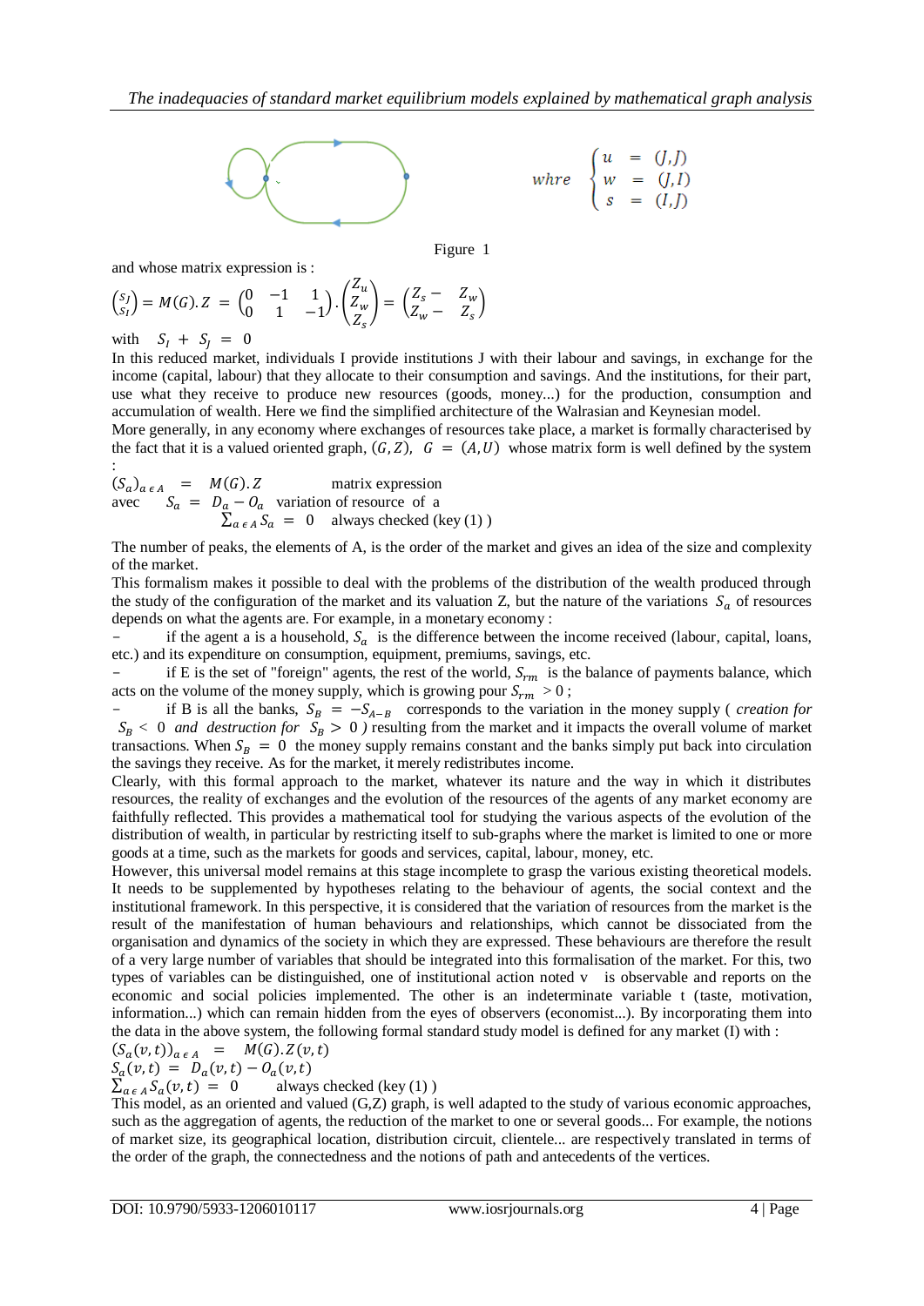$$\text{whre} \begin{cases} u &= (J,J) \\ w &= (J,I) \\ s &= (I,J) \end{cases}$$

Figure 1

and whose matrix expression is :

$$\begin{pmatrix} S_J \\ S_I \end{pmatrix} = M(G).Z = \begin{pmatrix} 0 & -1 & 1 \\ 0 & 1 & -1 \end{pmatrix} . \begin{pmatrix} Z_u \\ Z_w \\ Z_s \end{pmatrix} = \begin{pmatrix} Z_s - & Z_w \\ Z_w - & Z_s \end{pmatrix}$$

with $S_I + S_J = 0$

In this reduced market, individuals I provide institutions J with their labour and savings, in exchange for the income (capital, labour) that they allocate to their consumption and savings. And the institutions, for their part, use what they receive to produce new resources (goods, money...) for the production, consumption and accumulation of wealth. Here we find the simplified architecture of the Walrasian and Keynesian model.

More generally, in any economy where exchanges of resources take place, a market is formally characterised by the fact that it is a valued oriented graph, $(G, Z)$, $G = (A, U)$ whose matrix form is well defined by the system :

$(S_a)_{a \in A} = M(G).Z$ matrix expression
avec $S_a = D_a - O_a$ variation of resource of a
$\sum_{a \in A} S_a = 0$ always checked (key (1) )

The number of peaks, the elements of A, is the order of the market and gives an idea of the size and complexity of the market.

This formalism makes it possible to deal with the problems of the distribution of the wealth produced through the study of the configuration of the market and its valuation Z, but the nature of the variations $S_a$ of resources depends on what the agents are. For example, in a monetary economy :

- if the agent a is a household, $S_a$ is the difference between the income received (labour, capital, loans, etc.) and its expenditure on consumption, equipment, premiums, savings, etc.
- if E is the set of "foreign" agents, the rest of the world, $S_{rm}$ is the balance of payments balance, which acts on the volume of the money supply, which is growing pour $S_{rm} > 0$ ;
- if B is all the banks, $S_B = -S_{A-B}$ corresponds to the variation in the money supply ( *creation for* $S_B < 0$ *and destruction for* $S_B > 0$ ) resulting from the market and it impacts the overall volume of market transactions. When $S_B = 0$ the money supply remains constant and the banks simply put back into circulation the savings they receive. As for the market, it merely redistributes income.

Clearly, with this formal approach to the market, whatever its nature and the way in which it distributes resources, the reality of exchanges and the evolution of the resources of the agents of any market economy are faithfully reflected. This provides a mathematical tool for studying the various aspects of the evolution of the distribution of wealth, in particular by restricting itself to sub-graphs where the market is limited to one or more goods at a time, such as the markets for goods and services, capital, labour, money, etc.

However, this universal model remains at this stage incomplete to grasp the various existing theoretical models. It needs to be supplemented by hypotheses relating to the behaviour of agents, the social context and the institutional framework. In this perspective, it is considered that the variation of resources from the market is the result of the manifestation of human behaviours and relationships, which cannot be dissociated from the organisation and dynamics of the society in which they are expressed. These behaviours are therefore the result of a very large number of variables that should be integrated into this formalisation of the market. For this, two types of variables can be distinguished, one of institutional action noted v is observable and reports on the economic and social policies implemented. The other is an indeterminate variable t (taste, motivation, information...) which can remain hidden from the eyes of observers (economist...). By incorporating them into the data in the above system, the following formal standard study model is defined for any market (I) with :

$(S_a(v,t))_{a \in A} = M(G).Z(v,t)$
$S_a(v,t) = D_a(v,t) - O_a(v,t)$
$\sum_{a \in A} S_a(v,t) = 0$ always checked (key (1) )

This model, as an oriented and valued (G,Z) graph, is well adapted to the study of various economic approaches, such as the aggregation of agents, the reduction of the market to one or several goods... For example, the notions of market size, its geographical location, distribution circuit, clientele... are respectively translated in terms of the order of the graph, the connectedness and the notions of path and antecedents of the vertices.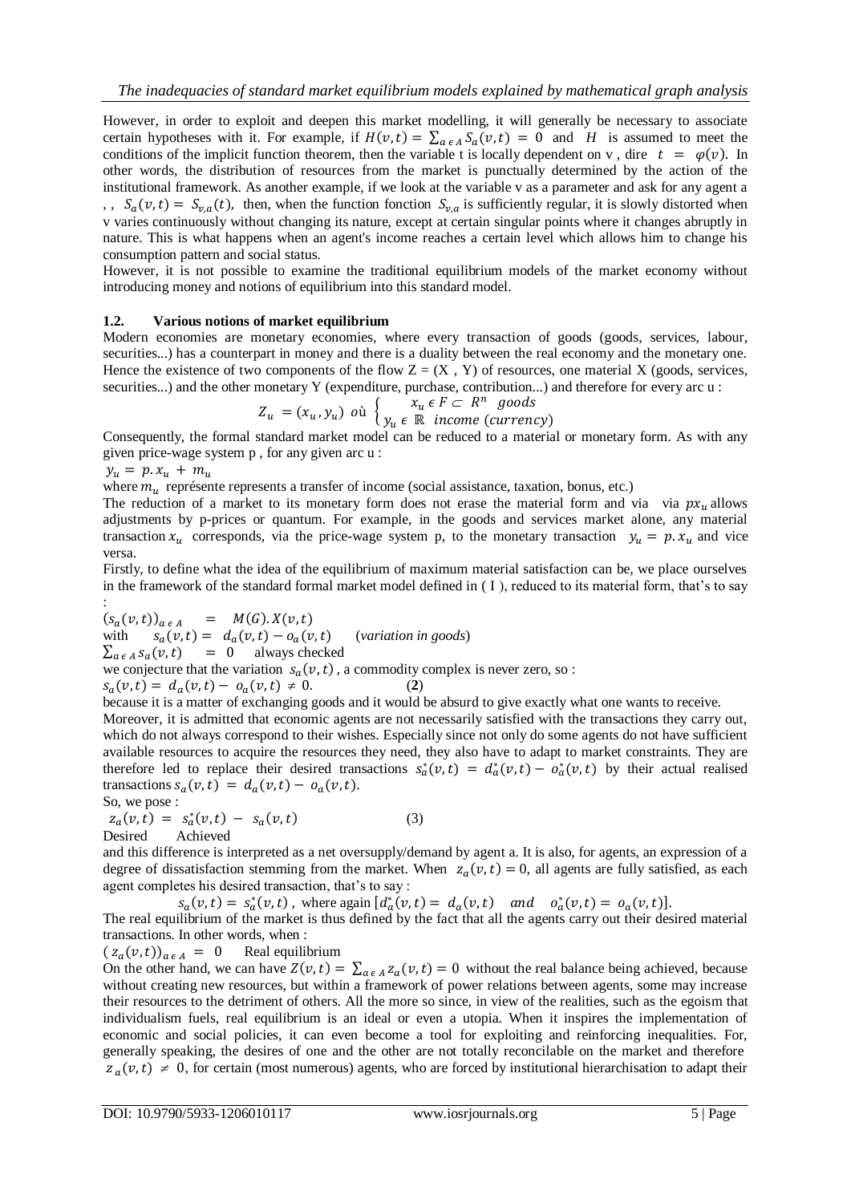However, in order to exploit and deepen this market modelling, it will generally be necessary to associate certain hypotheses with it. For example, if $H(v,t) = \sum_{a \epsilon A} S_a(v,t) = 0$ and $H$ is assumed to meet the conditions of the implicit function theorem, then the variable t is locally dependent on v , dire $t = \varphi(v)$. In other words, the distribution of resources from the market is punctually determined by the action of the institutional framework. As another example, if we look at the variable v as a parameter and ask for any agent a , , $S_a(v,t) = S_{v,a}(t)$, then, when the function fonction $S_{v,a}$ is sufficiently regular, it is slowly distorted when v varies continuously without changing its nature, except at certain singular points where it changes abruptly in nature. This is what happens when an agent's income reaches a certain level which allows him to change his consumption pattern and social status.

However, it is not possible to examine the traditional equilibrium models of the market economy without introducing money and notions of equilibrium into this standard model.

### 1.2. Various notions of market equilibrium

Modern economies are monetary economies, where every transaction of goods (goods, services, labour, securities...) has a counterpart in money and there is a duality between the real economy and the monetary one. Hence the existence of two components of the flow Z = (X , Y) of resources, one material X (goods, services, securities...) and the other monetary Y (expenditure, purchase, contribution...) and therefore for every arc u :

$$Z_u = (x_u, y_u) \text{ où } \begin{cases} x_u \epsilon F \subset R^n \ \ goods \\ y_u \epsilon \mathbb{R} \ \ income\ (currency) \end{cases}$$

Consequently, the formal standard market model can be reduced to a material or monetary form. As with any given price-wage system p , for any given arc u :

$y_u = p.x_u + m_u$

where $m_u$ représente represents a transfer of income (social assistance, taxation, bonus, etc.)

The reduction of a market to its monetary form does not erase the material form and via via $px_u$ allows adjustments by p-prices or quantum. For example, in the goods and services market alone, any material transaction $x_u$ corresponds, via the price-wage system p, to the monetary transaction $y_u = p.x_u$ and vice versa.

Firstly, to define what the idea of the equilibrium of maximum material satisfaction can be, we place ourselves in the framework of the standard formal market model defined in ( I ), reduced to its material form, that's to say :

$(s_a(v,t))_{a \epsilon A} \quad = \quad M(G).X(v,t)$

with $\quad s_a(v,t) = \ d_a(v,t) - o_a(v,t) \quad$ (*variation in goods*)

$\sum_{a \epsilon A} s_a(v,t) \quad = \ 0 \quad$ always checked

we conjecture that the variation $s_a(v,t)$ , a commodity complex is never zero, so :

$s_a(v,t) = d_a(v,t) - o_a(v,t) \neq 0. \qquad$ (**2**)

because it is a matter of exchanging goods and it would be absurd to give exactly what one wants to receive.

Moreover, it is admitted that economic agents are not necessarily satisfied with the transactions they carry out, which do not always correspond to their wishes. Especially since not only do some agents do not have sufficient available resources to acquire the resources they need, they also have to adapt to market constraints. They are therefore led to replace their desired transactions $s^*_a(v,t) = d^*_a(v,t) - o^*_a(v,t)$ by their actual realised transactions $s_a(v,t) = d_a(v,t) - o_a(v,t)$.

So, we pose :

$z_a(v,t) = s^*_a(v,t) - s_a(v,t) \qquad$ (3)

Desired Achieved

and this difference is interpreted as a net oversupply/demand by agent a. It is also, for agents, an expression of a degree of dissatisfaction stemming from the market. When $z_a(v,t) = 0$, all agents are fully satisfied, as each agent completes his desired transaction, that's to say :

$$s_a(v,t) = s^*_a(v,t) \text{ , where again } [d^*_a(v,t) = d_a(v,t) \quad and \quad o^*_a(v,t) = o_a(v,t)].$$

The real equilibrium of the market is thus defined by the fact that all the agents carry out their desired material transactions. In other words, when :

$(z_a(v,t))_{a \epsilon A} = 0 \quad$ Real equilibrium

On the other hand, we can have $Z(v,t) = \sum_{a \epsilon A} z_a(v,t) = 0$ without the real balance being achieved, because without creating new resources, but within a framework of power relations between agents, some may increase their resources to the detriment of others. All the more so since, in view of the realities, such as the egoism that individualism fuels, real equilibrium is an ideal or even a utopia. When it inspires the implementation of economic and social policies, it can even become a tool for exploiting and reinforcing inequalities. For, generally speaking, the desires of one and the other are not totally reconcilable on the market and therefore $z_a(v,t) \neq 0$, for certain (most numerous) agents, who are forced by institutional hierarchisation to adapt their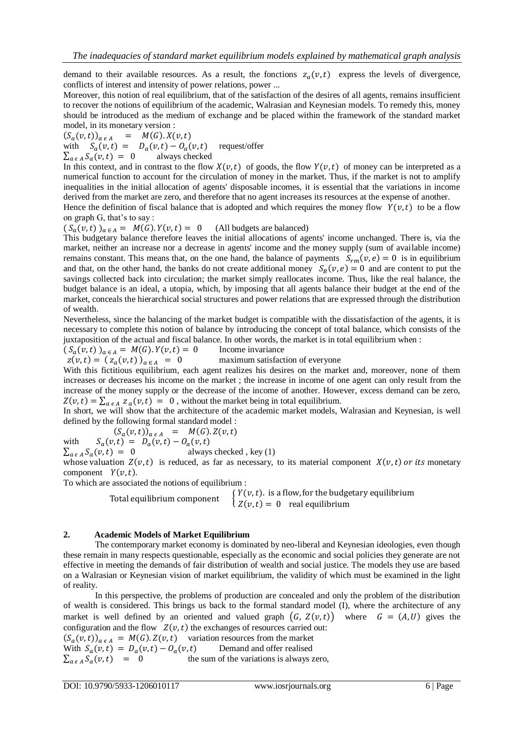demand to their available resources. As a result, the fonctions $z_a(v,t)$ express the levels of divergence, conflicts of interest and intensity of power relations, power ...

Moreover, this notion of real equilibrium, that of the satisfaction of the desires of all agents, remains insufficient to recover the notions of equilibrium of the academic, Walrasian and Keynesian models. To remedy this, money should be introduced as the medium of exchange and be placed within the framework of the standard market model, in its monetary version :

$(S_a(v,t))_{a \in A} \quad = \quad M(G).X(v,t)$

with $\quad S_a(v,t) \; = \; D_a(v,t) - O_a(v,t)$ $\quad$ request/offer

$\sum_{a \in A} S_a(v,t) \; = \; 0$ $\quad$ always checked

In this context, and in contrast to the flow $X(v,t)$ of goods, the flow $Y(v,t)$ of money can be interpreted as a numerical function to account for the circulation of money in the market. Thus, if the market is not to amplify inequalities in the initial allocation of agents' disposable incomes, it is essential that the variations in income derived from the market are zero, and therefore that no agent increases its resources at the expense of another.

Hence the definition of fiscal balance that is adopted and which requires the money flow $Y(v,t)$ to be a flow on graph G, that's to say :

$(S_a(v,t))_{a \in A} = M(G).Y(v,t) = 0$ $\quad$ (All budgets are balanced)

This budgetary balance therefore leaves the initial allocations of agents' income unchanged. There is, via the market, neither an increase nor a decrease in agents' income and the money supply (sum of available income) remains constant. This means that, on the one hand, the balance of payments $S_{rm}(v,e) = 0$ is in equilibrium and that, on the other hand, the banks do not create additional money $S_B(v,e) = 0$ and are content to put the savings collected back into circulation; the market simply reallocates income. Thus, like the real balance, the budget balance is an ideal, a utopia, which, by imposing that all agents balance their budget at the end of the market, conceals the hierarchical social structures and power relations that are expressed through the distribution of wealth.

Nevertheless, since the balancing of the market budget is compatible with the dissatisfaction of the agents, it is necessary to complete this notion of balance by introducing the concept of total balance, which consists of the juxtaposition of the actual and fiscal balance. In other words, the market is in total equilibrium when :

$(S_a(v,t))_{a \in A} = M(G).Y(v,t) = 0$ $\quad$ Income invariance

$z(v,t) = (z_a(v,t))_{a \in A} \; = \; 0$ $\quad$ maximum satisfaction of everyone

With this fictitious equilibrium, each agent realizes his desires on the market and, moreover, none of them increases or decreases his income on the market ; the increase in income of one agent can only result from the increase of the money supply or the decrease of the income of another. However, excess demand can be zero, $Z(v,t) = \sum_{a \in A} z_a(v,t) \; = \; 0$ , without the market being in total equilibrium.

In short, we will show that the architecture of the academic market models, Walrasian and Keynesian, is well defined by the following formal standard model :

$$(S_a(v,t))_{a \in A} \quad = \quad M(G).Z(v,t)$$

with $\quad S_a(v,t) \; = \; D_a(v,t) - O_a(v,t)$

$\sum_{a \in A} S_a(v,t) \; = \; 0$ $\quad$ always checked , key (1)

whose valuation $Z(v,t)$ is reduced, as far as necessary, to its material component $X(v,t)$ *or its* monetary component $Y(v,t)$.

To which are associated the notions of equilibrium :

$$\text{Total equilibrium component} \quad \begin{cases} Y(v,t). \text{ is a flow, for the budgetary equilibrium} \\ Z(v,t) = 0 \quad \text{real equilibrium} \end{cases}$$

## 2. Academic Models of Market Equilibrium

The contemporary market economy is dominated by neo-liberal and Keynesian ideologies, even though these remain in many respects questionable, especially as the economic and social policies they generate are not effective in meeting the demands of fair distribution of wealth and social justice. The models they use are based on a Walrasian or Keynesian vision of market equilibrium, the validity of which must be examined in the light of reality.

In this perspective, the problems of production are concealed and only the problem of the distribution of wealth is considered. This brings us back to the formal standard model (I), where the architecture of any market is well defined by an oriented and valued graph $(G, Z(v,t))$ where $G = (A,U)$ gives the configuration and the flow $Z(v,t)$ the exchanges of resources carried out:

$(S_a(v,t))_{a \in A} = M(G).Z(v,t)$ $\quad$ variation resources from the market

With $S_a(v,t) = D_a(v,t) - O_a(v,t)$ $\quad$ Demand and offer realised

$\sum_{a \in A} S_a(v,t) \quad = \quad 0$ $\quad$ the sum of the variations is always zero,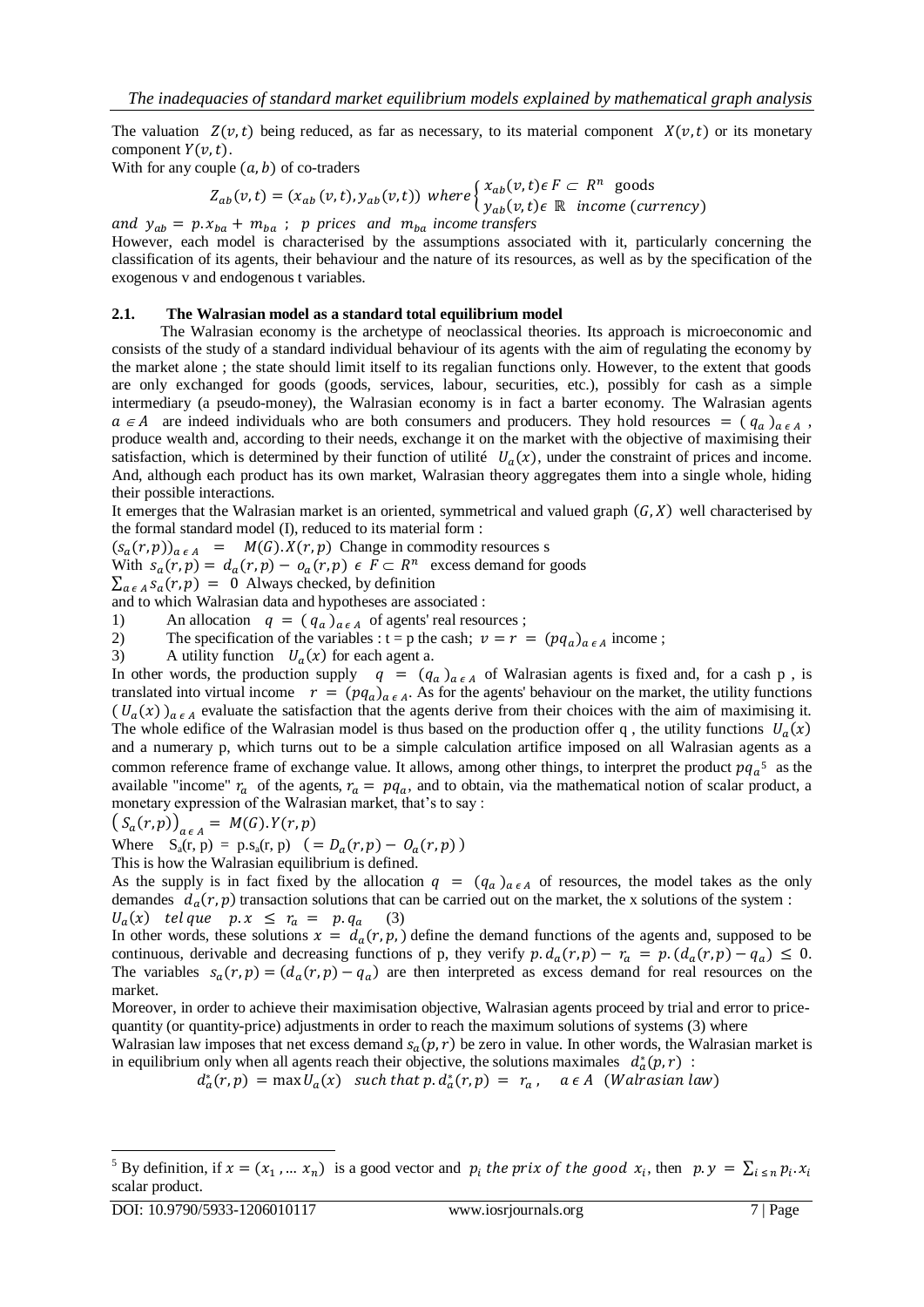The valuation $Z(v,t)$ being reduced, as far as necessary, to its material component $X(v,t)$ or its monetary component $Y(v,t)$.

With for any couple $(a,b)$ of co-traders

$$Z_{ab}(v,t) = (x_{ab}(v,t), y_{ab}(v,t)) \text{ where} \begin{cases} x_{ab}(v,t) \epsilon F \subset R^n & \text{goods} \\ y_{ab}(v,t) \epsilon \mathbb{R} & \text{income (currency)} \end{cases}$$

*and* $y_{ab} = p.x_{ba} + m_{ba}$ ; $p$ *prices and* $m_{ba}$ *income transfers*

However, each model is characterised by the assumptions associated with it, particularly concerning the classification of its agents, their behaviour and the nature of its resources, as well as by the specification of the exogenous v and endogenous t variables.

## 2.1. The Walrasian model as a standard total equilibrium model

The Walrasian economy is the archetype of neoclassical theories. Its approach is microeconomic and consists of the study of a standard individual behaviour of its agents with the aim of regulating the economy by the market alone ; the state should limit itself to its regalian functions only. However, to the extent that goods are only exchanged for goods (goods, services, labour, securities, etc.), possibly for cash as a simple intermediary (a pseudo-money), the Walrasian economy is in fact a barter economy. The Walrasian agents $a \in A$ are indeed individuals who are both consumers and producers. They hold resources $= (q_a)_{a \in A}$, produce wealth and, according to their needs, exchange it on the market with the objective of maximising their satisfaction, which is determined by their function of utilité $U_a(x)$, under the constraint of prices and income. And, although each product has its own market, Walrasian theory aggregates them into a single whole, hiding their possible interactions.

It emerges that the Walrasian market is an oriented, symmetrical and valued graph $(G, X)$ well characterised by the formal standard model (I), reduced to its material form :

$(s_a(r,p))_{a \in A} \; = \; M(G).X(r,p)$ Change in commodity resources s

With $s_a(r,p) = d_a(r,p) - o_a(r,p) \; \epsilon \; F \subset R^n$ excess demand for goods

$\sum_{a \in A} s_a(r,p) \; = \; 0$ Always checked, by definition

and to which Walrasian data and hypotheses are associated :

1) An allocation $q = (q_a)_{a \in A}$ of agents' real resources ;
2) The specification of the variables : t = p the cash; $v = r = (pq_a)_{a \in A}$ income ;
3) A utility function $U_a(x)$ for each agent a.

In other words, the production supply $q = (q_a)_{a \in A}$ of Walrasian agents is fixed and, for a cash p , is translated into virtual income $r = (pq_a)_{a \in A}$. As for the agents' behaviour on the market, the utility functions $(U_a(x))_{a \in A}$ evaluate the satisfaction that the agents derive from their choices with the aim of maximising it. The whole edifice of the Walrasian model is thus based on the production offer q , the utility functions $U_a(x)$ and a numerary p, which turns out to be a simple calculation artifice imposed on all Walrasian agents as a common reference frame of exchange value. It allows, among other things, to interpret the product $pq_a$[5] as the available "income" $r_a$ of the agents, $r_a = pq_a$, and to obtain, via the mathematical notion of scalar product, a monetary expression of the Walrasian market, that's to say :

$\left(S_a(r,p)\right)_{a \in A} = M(G).Y(r,p)$

Where $S_a(r,p) = p.s_a(r,p) \;\; (= D_a(r,p) - O_a(r,p))$

This is how the Walrasian equilibrium is defined.

As the supply is in fact fixed by the allocation $q = (q_a)_{a \in A}$ of resources, the model takes as the only demandes $d_a(r,p)$ transaction solutions that can be carried out on the market, the x solutions of the system :

$U_a(x) \;\; tel\, que \;\;\; p.x \; \leq \; r_a \; = \; p.q_a \qquad (3)$

In other words, these solutions $x = d_a(r,p,)$ define the demand functions of the agents and, supposed to be continuous, derivable and decreasing functions of p, they verify $p.d_a(r,p) - r_a = p.(d_a(r,p) - q_a) \leq 0$. The variables $s_a(r,p) = (d_a(r,p) - q_a)$ are then interpreted as excess demand for real resources on the market.

Moreover, in order to achieve their maximisation objective, Walrasian agents proceed by trial and error to price-quantity (or quantity-price) adjustments in order to reach the maximum solutions of systems (3) where Walrasian law imposes that net excess demand $s_a(p,r)$ be zero in value. In other words, the Walrasian market is in equilibrium only when all agents reach their objective, the solutions maximales $d_a^*(p,r)$ :

$$d_a^*(r,p) = \max U_a(x) \;\;\; such\; that\; p.d_a^*(r,p) \; = \; r_a \, , \quad a \, \epsilon \, A \;\;\; (Walrasian\; law)$$

---

[5] By definition, if $x = (x_1, \ldots x_n)$ is a good vector and $p_i$ *the prix of the good* $x_i$, then $p.y = \sum_{i \leq n} p_i.x_i$ scalar product.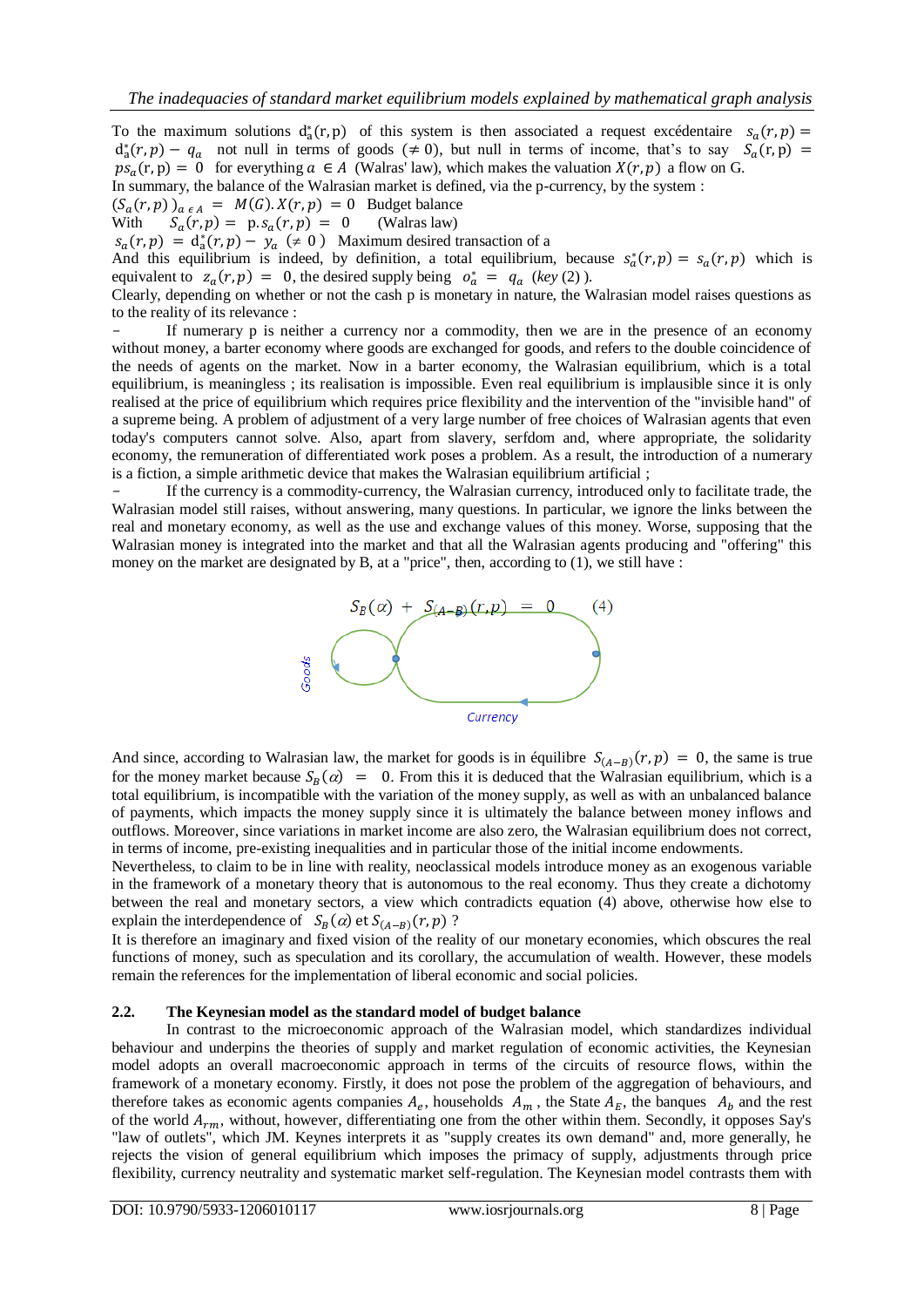To the maximum solutions $d_a^*(r,p)$ of this system is then associated a request excédentaire $s_a(r,p) = d_a^*(r,p) - q_a$ not null in terms of goods ($\neq 0$), but null in terms of income, that's to say $S_a(r,p) = ps_a(r,p) = 0$ for everything $a \in A$ (Walras' law), which makes the valuation $X(r,p)$ a flow on G.

In summary, the balance of the Walrasian market is defined, via the p-currency, by the system :

$(S_a(r,p))_{a \in A} = M(G).X(r,p) = 0$ Budget balance

With $S_a(r,p) = p.s_a(r,p) = 0$ (Walras law)

$s_a(r,p) = d_a^*(r,p) - y_a \ (\neq 0)$ Maximum desired transaction of a

And this equilibrium is indeed, by definition, a total equilibrium, because $s_a^*(r,p) = s_a(r,p)$ which is equivalent to $z_a(r,p) = 0$, the desired supply being $o_a^* = q_a$ (*key* (2) ).

Clearly, depending on whether or not the cash p is monetary in nature, the Walrasian model raises questions as to the reality of its relevance :

- If numerary p is neither a currency nor a commodity, then we are in the presence of an economy without money, a barter economy where goods are exchanged for goods, and refers to the double coincidence of the needs of agents on the market. Now in a barter economy, the Walrasian equilibrium, which is a total equilibrium, is meaningless ; its realisation is impossible. Even real equilibrium is implausible since it is only realised at the price of equilibrium which requires price flexibility and the intervention of the "invisible hand" of a supreme being. A problem of adjustment of a very large number of free choices of Walrasian agents that even today's computers cannot solve. Also, apart from slavery, serfdom and, where appropriate, the solidarity economy, the remuneration of differentiated work poses a problem. As a result, the introduction of a numerary is a fiction, a simple arithmetic device that makes the Walrasian equilibrium artificial ;
- If the currency is a commodity-currency, the Walrasian currency, introduced only to facilitate trade, the Walrasian model still raises, without answering, many questions. In particular, we ignore the links between the real and monetary economy, as well as the use and exchange values of this money. Worse, supposing that the Walrasian money is integrated into the market and that all the Walrasian agents producing and "offering" this money on the market are designated by B, at a "price", then, according to (1), we still have :

$$S_B(\alpha) + S_{(A-B)}(r,p) = 0 \qquad (4)$$

Goods

Currency

And since, according to Walrasian law, the market for goods is in équilibre $S_{(A-B)}(r,p) = 0$, the same is true for the money market because $S_B(\alpha) = 0$. From this it is deduced that the Walrasian equilibrium, which is a total equilibrium, is incompatible with the variation of the money supply, as well as with an unbalanced balance of payments, which impacts the money supply since it is ultimately the balance between money inflows and outflows. Moreover, since variations in market income are also zero, the Walrasian equilibrium does not correct, in terms of income, pre-existing inequalities and in particular those of the initial income endowments.

Nevertheless, to claim to be in line with reality, neoclassical models introduce money as an exogenous variable in the framework of a monetary theory that is autonomous to the real economy. Thus they create a dichotomy between the real and monetary sectors, a view which contradicts equation (4) above, otherwise how else to explain the interdependence of $S_B(\alpha)$ et $S_{(A-B)}(r,p)$ ?

It is therefore an imaginary and fixed vision of the reality of our monetary economies, which obscures the real functions of money, such as speculation and its corollary, the accumulation of wealth. However, these models remain the references for the implementation of liberal economic and social policies.

## 2.2. The Keynesian model as the standard model of budget balance

In contrast to the microeconomic approach of the Walrasian model, which standardizes individual behaviour and underpins the theories of supply and market regulation of economic activities, the Keynesian model adopts an overall macroeconomic approach in terms of the circuits of resource flows, within the framework of a monetary economy. Firstly, it does not pose the problem of the aggregation of behaviours, and therefore takes as economic agents companies $A_e$, households $A_m$, the State $A_E$, the banques $A_b$ and the rest of the world $A_{rm}$, without, however, differentiating one from the other within them. Secondly, it opposes Say's "law of outlets", which JM. Keynes interprets it as "supply creates its own demand" and, more generally, he rejects the vision of general equilibrium which imposes the primacy of supply, adjustments through price flexibility, currency neutrality and systematic market self-regulation. The Keynesian model contrasts them with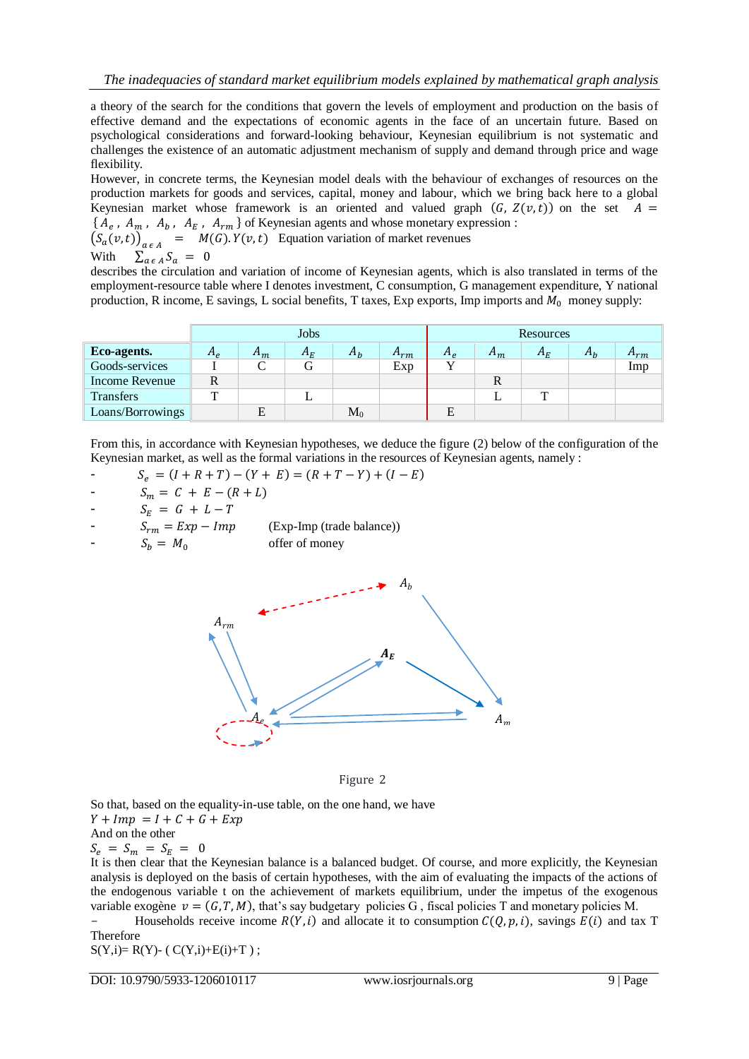a theory of the search for the conditions that govern the levels of employment and production on the basis of effective demand and the expectations of economic agents in the face of an uncertain future. Based on psychological considerations and forward-looking behaviour, Keynesian equilibrium is not systematic and challenges the existence of an automatic adjustment mechanism of supply and demand through price and wage flexibility.

However, in concrete terms, the Keynesian model deals with the behaviour of exchanges of resources on the production markets for goods and services, capital, money and labour, which we bring back here to a global Keynesian market whose framework is an oriented and valued graph $(G, Z(v,t))$ on the set $A = \{A_e, A_m, A_b, A_E, A_{rm}\}$ of Keynesian agents and whose monetary expression :

$\left(S_a(v,t)\right)_{a \in A} = M(G).Y(v,t)$ Equation variation of market revenues

With $\sum_{a \in A} S_a = 0$

describes the circulation and variation of income of Keynesian agents, which is also translated in terms of the employment-resource table where I denotes investment, C consumption, G management expenditure, Y national production, R income, E savings, L social benefits, T taxes, Exp exports, Imp imports and $M_0$ money supply:

| | Jobs | | | | | Resources | | | | |
|---|---|---|---|---|---|---|---|---|---|---|
| **Eco-agents.** | $A_e$ | $A_m$ | $A_E$ | $A_b$ | $A_{rm}$ | $A_e$ | $A_m$ | $A_E$ | $A_b$ | $A_{rm}$ |
| Goods-services | I | C | G | | Exp | Y | | | | Imp |
| Income Revenue | R | | | | | | R | | | |
| Transfers | T | | L | | | | L | T | | |
| Loans/Borrowings | | E | | $M_0$ | | E | | | | |

From this, in accordance with Keynesian hypotheses, we deduce the figure (2) below of the configuration of the Keynesian market, as well as the formal variations in the resources of Keynesian agents, namely :

- $S_e = (I + R + T) - (Y + E) = (R + T - Y) + (I - E)$
- $S_m = C + E - (R + L)$
- $S_E = G + L - T$
- $S_{rm} = Exp - Imp$ (Exp-Imp (trade balance))
- $S_b = M_0$ offer of money

Figure 2

So that, based on the equality-in-use table, on the one hand, we have

$Y + Imp = I + C + G + Exp$

And on the other

$S_e = S_m = S_E = 0$

It is then clear that the Keynesian balance is a balanced budget. Of course, and more explicitly, the Keynesian analysis is deployed on the basis of certain hypotheses, with the aim of evaluating the impacts of the actions of the endogenous variable t on the achievement of markets equilibrium, under the impetus of the exogenous variable exogène $v = (G, T, M)$, that's say budgetary policies G , fiscal policies T and monetary policies M.

- Households receive income $R(Y, i)$ and allocate it to consumption $C(Q, p, i)$, savings $E(i)$ and tax T

Therefore

S(Y,i)= R(Y)- ( C(Y,i)+E(i)+T ) ;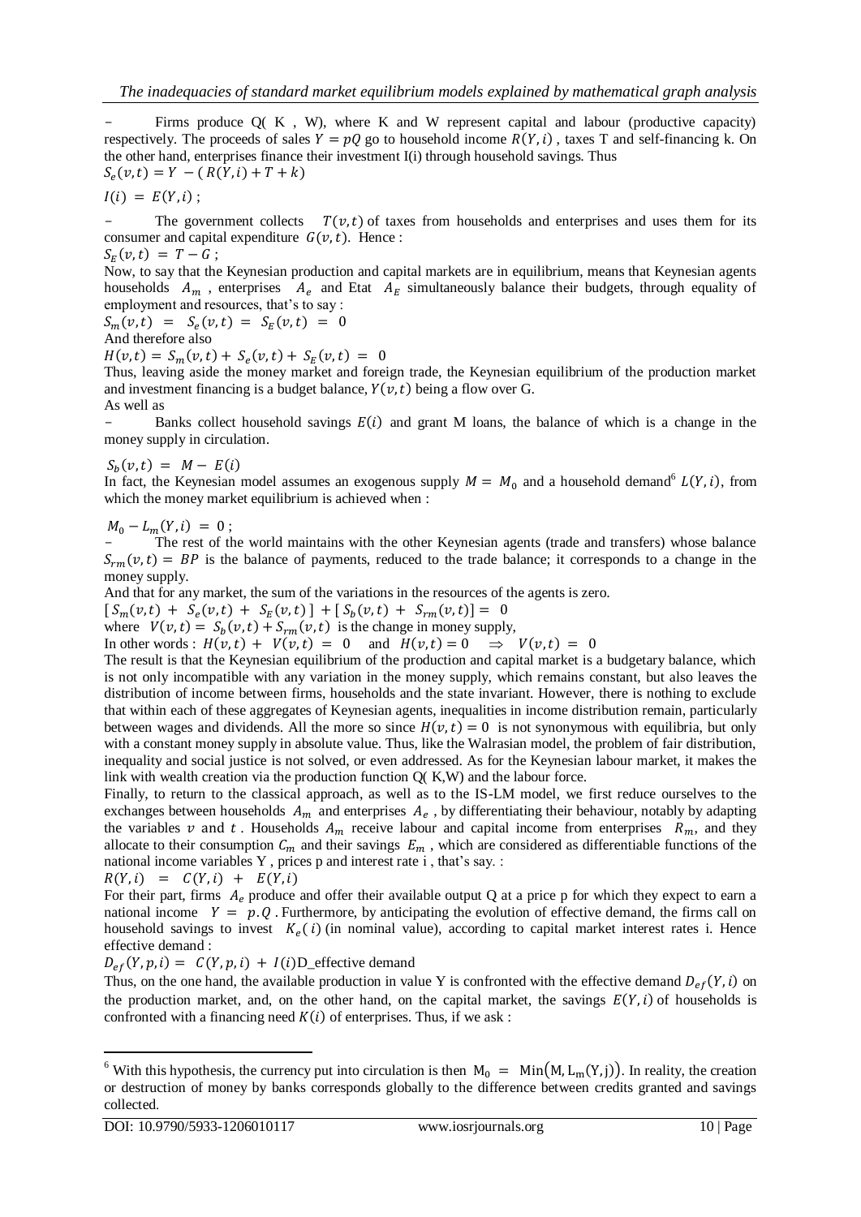- Firms produce Q( K , W), where K and W represent capital and labour (productive capacity) respectively. The proceeds of sales $Y = pQ$ go to household income $R(Y, i)$ , taxes T and self-financing k. On the other hand, enterprises finance their investment I(i) through household savings. Thus

$S_e(v,t) = Y - (R(Y,i) + T + k)$

$I(i) = E(Y,i)$ ;

- The government collects $T(v,t)$ of taxes from households and enterprises and uses them for its consumer and capital expenditure $G(v,t)$. Hence :

$S_E(v,t) = T - G$ ;

Now, to say that the Keynesian production and capital markets are in equilibrium, means that Keynesian agents households $A_m$ , enterprises $A_e$ and Etat $A_E$ simultaneously balance their budgets, through equality of employment and resources, that's to say :

$S_m(v,t) = S_e(v,t) = S_E(v,t) = 0$

And therefore also

$H(v,t) = S_m(v,t) + S_e(v,t) + S_E(v,t) = 0$

Thus, leaving aside the money market and foreign trade, the Keynesian equilibrium of the production market and investment financing is a budget balance, $Y(v,t)$ being a flow over G.

As well as

- Banks collect household savings $E(i)$ and grant M loans, the balance of which is a change in the money supply in circulation.

$S_b(v,t) = M - E(i)$

In fact, the Keynesian model assumes an exogenous supply $M = M_0$ and a household demand[6] $L(Y,i)$, from which the money market equilibrium is achieved when :

$M_0 - L_m(Y,i) = 0$ ;

- The rest of the world maintains with the other Keynesian agents (trade and transfers) whose balance $S_{rm}(v,t) = BP$ is the balance of payments, reduced to the trade balance; it corresponds to a change in the money supply.

And that for any market, the sum of the variations in the resources of the agents is zero.

$[S_m(v,t) + S_e(v,t) + S_E(v,t)] + [S_b(v,t) + S_{rm}(v,t)] = 0$

where $V(v,t) = S_b(v,t) + S_{rm}(v,t)$ is the change in money supply,

In other words : $H(v,t) + V(v,t) = 0$ and $H(v,t) = 0 \Rightarrow V(v,t) = 0$

The result is that the Keynesian equilibrium of the production and capital market is a budgetary balance, which is not only incompatible with any variation in the money supply, which remains constant, but also leaves the distribution of income between firms, households and the state invariant. However, there is nothing to exclude that within each of these aggregates of Keynesian agents, inequalities in income distribution remain, particularly between wages and dividends. All the more so since $H(v,t) = 0$ is not synonymous with equilibria, but only with a constant money supply in absolute value. Thus, like the Walrasian model, the problem of fair distribution, inequality and social justice is not solved, or even addressed. As for the Keynesian labour market, it makes the link with wealth creation via the production function Q( K,W) and the labour force.

Finally, to return to the classical approach, as well as to the IS-LM model, we first reduce ourselves to the exchanges between households $A_m$ and enterprises $A_e$ , by differentiating their behaviour, notably by adapting the variables $v$ and $t$ . Households $A_m$ receive labour and capital income from enterprises $R_m$, and they allocate to their consumption $C_m$ and their savings $E_m$ , which are considered as differentiable functions of the national income variables Y , prices p and interest rate i , that's say. :

$R(Y,i) = C(Y,i) + E(Y,i)$

For their part, firms $A_e$ produce and offer their available output Q at a price p for which they expect to earn a national income $Y = p.Q$ . Furthermore, by anticipating the evolution of effective demand, the firms call on household savings to invest $K_e(i)$ (in nominal value), according to capital market interest rates i. Hence effective demand :

$D_{ef}(Y,p,i) = C(Y,p,i) + I(i)$D_effective demand

Thus, on the one hand, the available production in value Y is confronted with the effective demand $D_{ef}(Y,i)$ on the production market, and, on the other hand, on the capital market, the savings $E(Y,i)$ of households is confronted with a financing need $K(i)$ of enterprises. Thus, if we ask :

---

[6] With this hypothesis, the currency put into circulation is then $M_0 = \text{Min}(M, L_m(Y,j))$. In reality, the creation or destruction of money by banks corresponds globally to the difference between credits granted and savings collected.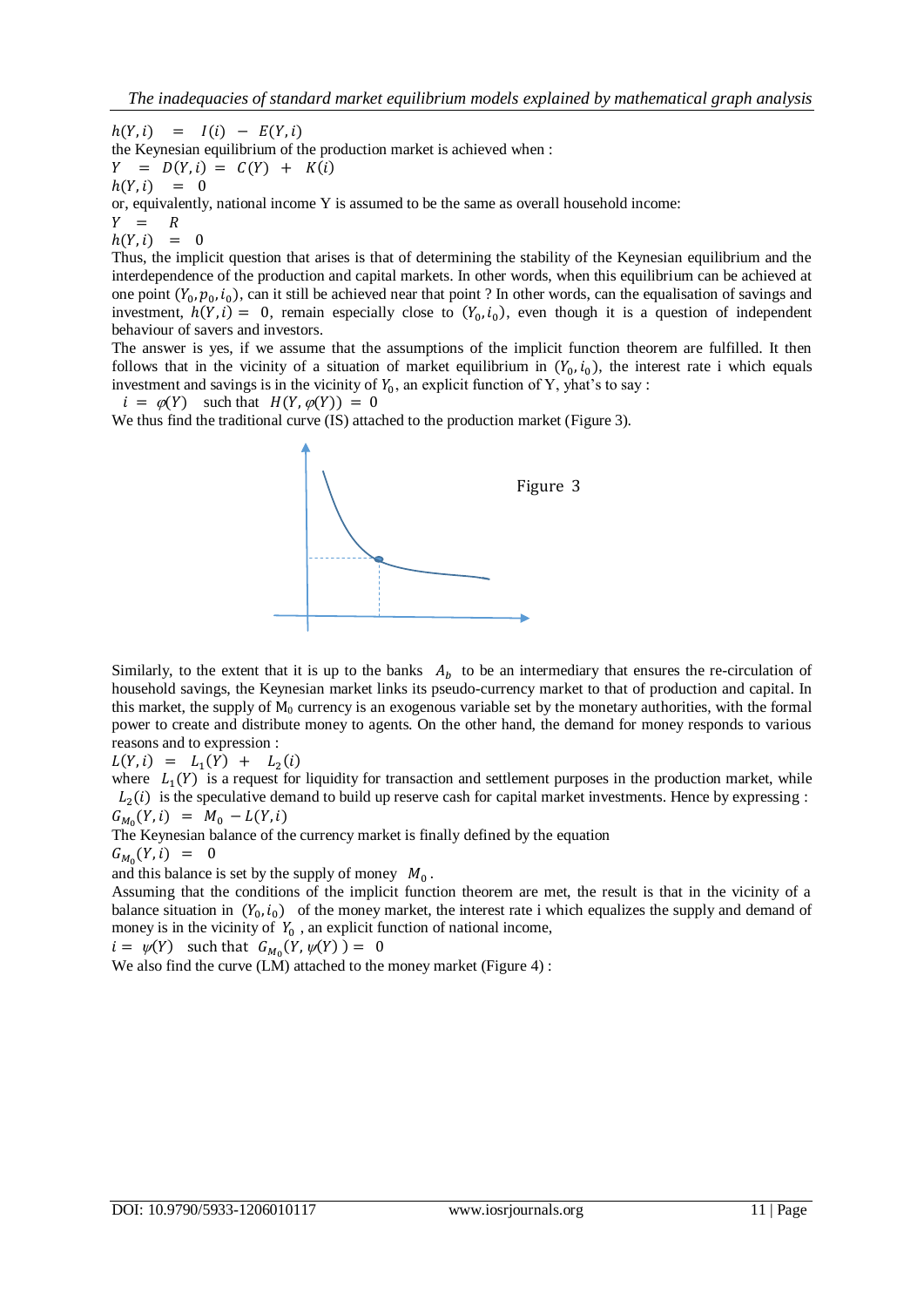$h(Y, i) \;=\; I(i) \;-\; E(Y, i)$

the Keynesian equilibrium of the production market is achieved when :

$$Y \;=\; D(Y, i) \;=\; C(Y) \;+\; K(i)$$
$$h(Y, i) \;=\; 0$$

or, equivalently, national income Y is assumed to be the same as overall household income:

$$Y \;=\; R$$
$$h(Y, i) \;=\; 0$$

Thus, the implicit question that arises is that of determining the stability of the Keynesian equilibrium and the interdependence of the production and capital markets. In other words, when this equilibrium can be achieved at one point $(Y_0, p_0, i_0)$, can it still be achieved near that point ? In other words, can the equalisation of savings and investment, $h(Y, i) = 0$, remain especially close to $(Y_0, i_0)$, even though it is a question of independent behaviour of savers and investors.

The answer is yes, if we assume that the assumptions of the implicit function theorem are fulfilled. It then follows that in the vicinity of a situation of market equilibrium in $(Y_0, i_0)$, the interest rate i which equals investment and savings is in the vicinity of $Y_0$, an explicit function of Y, yhat's to say :

$$i \;=\; \varphi(Y) \quad \text{such that} \quad H(Y, \varphi(Y)) \;=\; 0$$

We thus find the traditional curve (IS) attached to the production market (Figure 3).

Figure 3

Similarly, to the extent that it is up to the banks $A_b$ to be an intermediary that ensures the re-circulation of household savings, the Keynesian market links its pseudo-currency market to that of production and capital. In this market, the supply of $M_0$ currency is an exogenous variable set by the monetary authorities, with the formal power to create and distribute money to agents. On the other hand, the demand for money responds to various reasons and to expression :

$$L(Y, i) \;=\; L_1(Y) \;+\; L_2(i)$$

where $L_1(Y)$ is a request for liquidity for transaction and settlement purposes in the production market, while $L_2(i)$ is the speculative demand to build up reserve cash for capital market investments. Hence by expressing :

$$G_{M_0}(Y, i) \;=\; M_0 \;-\; L(Y, i)$$

The Keynesian balance of the currency market is finally defined by the equation

$$G_{M_0}(Y, i) \;=\; 0$$

and this balance is set by the supply of money $M_0$.

Assuming that the conditions of the implicit function theorem are met, the result is that in the vicinity of a balance situation in $(Y_0, i_0)$ of the money market, the interest rate i which equalizes the supply and demand of money is in the vicinity of $Y_0$, an explicit function of national income,

$$i = \psi(Y) \quad \text{such that} \quad G_{M_0}(Y, \psi(Y)) = 0$$

We also find the curve (LM) attached to the money market (Figure 4) :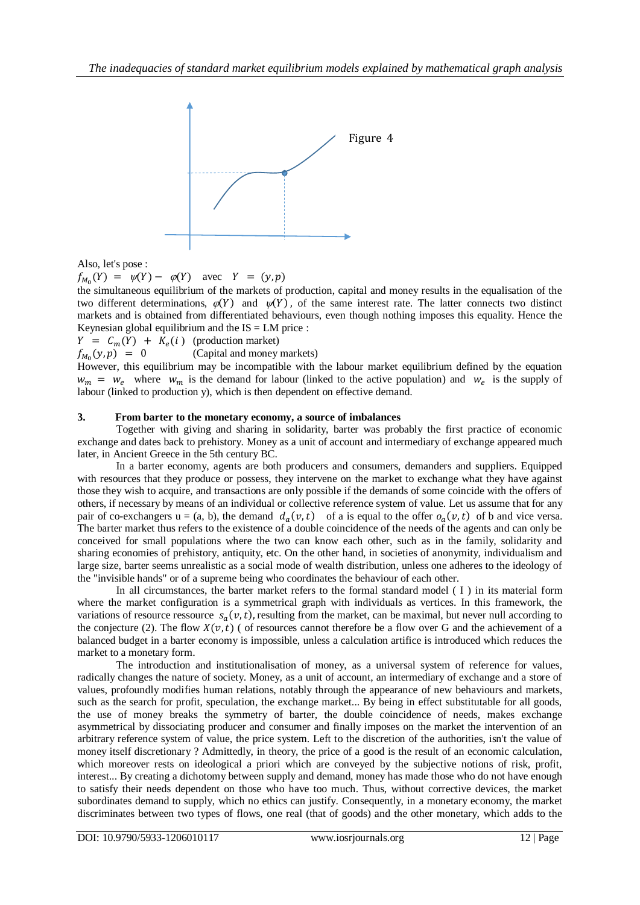Figure 4

Also, let's pose :

$f_{M_0}(Y) = \psi(Y) - \varphi(Y)$ avec $Y = (y, p)$

the simultaneous equilibrium of the markets of production, capital and money results in the equalisation of the two different determinations, $\varphi(Y)$ and $\psi(Y)$, of the same interest rate. The latter connects two distinct markets and is obtained from differentiated behaviours, even though nothing imposes this equality. Hence the Keynesian global equilibrium and the IS = LM price :

$Y = C_m(Y) + K_e(i)$ (production market)

$f_{M_0}(y, p) = 0$ (Capital and money markets)

However, this equilibrium may be incompatible with the labour market equilibrium defined by the equation $w_m = w_e$ where $w_m$ is the demand for labour (linked to the active population) and $w_e$ is the supply of labour (linked to production y), which is then dependent on effective demand.

## 3. From barter to the monetary economy, a source of imbalances

Together with giving and sharing in solidarity, barter was probably the first practice of economic exchange and dates back to prehistory. Money as a unit of account and intermediary of exchange appeared much later, in Ancient Greece in the 5th century BC.

In a barter economy, agents are both producers and consumers, demanders and suppliers. Equipped with resources that they produce or possess, they intervene on the market to exchange what they have against those they wish to acquire, and transactions are only possible if the demands of some coincide with the offers of others, if necessary by means of an individual or collective reference system of value. Let us assume that for any pair of co-exchangers u = (a, b), the demand $d_a(v,t)$ of a is equal to the offer $o_a(v,t)$ of b and vice versa. The barter market thus refers to the existence of a double coincidence of the needs of the agents and can only be conceived for small populations where the two can know each other, such as in the family, solidarity and sharing economies of prehistory, antiquity, etc. On the other hand, in societies of anonymity, individualism and large size, barter seems unrealistic as a social mode of wealth distribution, unless one adheres to the ideology of the "invisible hands" or of a supreme being who coordinates the behaviour of each other.

In all circumstances, the barter market refers to the formal standard model ( I ) in its material form where the market configuration is a symmetrical graph with individuals as vertices. In this framework, the variations of resource ressource $s_a(v,t)$, resulting from the market, can be maximal, but never null according to the conjecture (2). The flow $X(v,t)$ ( of resources cannot therefore be a flow over G and the achievement of a balanced budget in a barter economy is impossible, unless a calculation artifice is introduced which reduces the market to a monetary form.

The introduction and institutionalisation of money, as a universal system of reference for values, radically changes the nature of society. Money, as a unit of account, an intermediary of exchange and a store of values, profoundly modifies human relations, notably through the appearance of new behaviours and markets, such as the search for profit, speculation, the exchange market... By being in effect substitutable for all goods, the use of money breaks the symmetry of barter, the double coincidence of needs, makes exchange asymmetrical by dissociating producer and consumer and finally imposes on the market the intervention of an arbitrary reference system of value, the price system. Left to the discretion of the authorities, isn't the value of money itself discretionary ? Admittedly, in theory, the price of a good is the result of an economic calculation, which moreover rests on ideological a priori which are conveyed by the subjective notions of risk, profit, interest... By creating a dichotomy between supply and demand, money has made those who do not have enough to satisfy their needs dependent on those who have too much. Thus, without corrective devices, the market subordinates demand to supply, which no ethics can justify. Consequently, in a monetary economy, the market discriminates between two types of flows, one real (that of goods) and the other monetary, which adds to the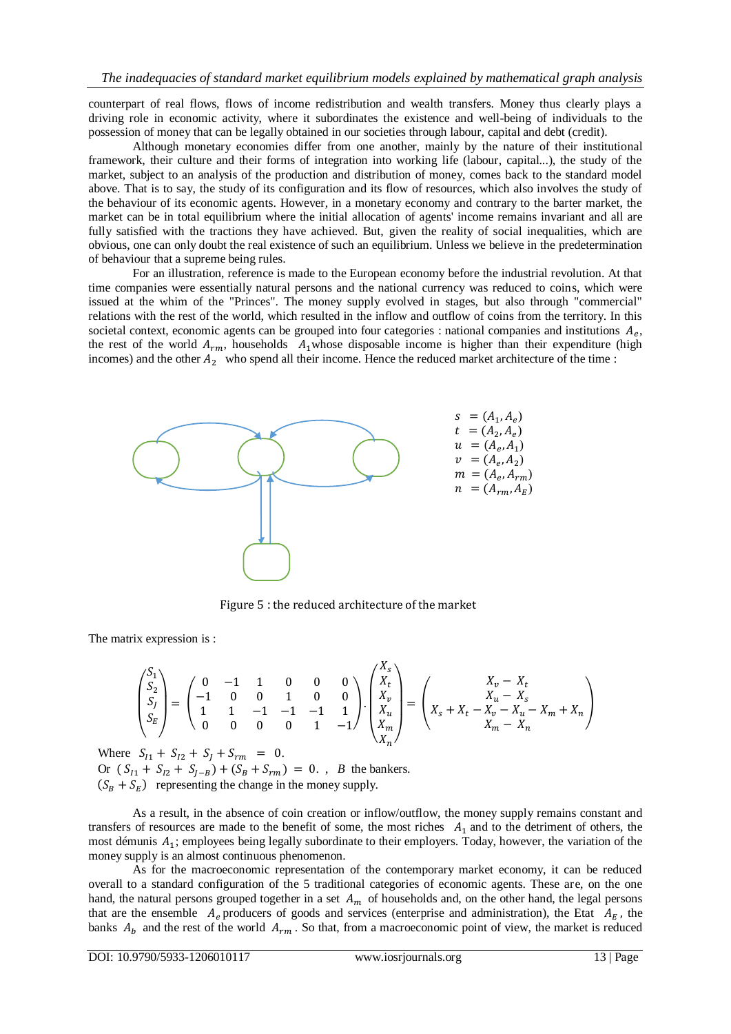counterpart of real flows, flows of income redistribution and wealth transfers. Money thus clearly plays a driving role in economic activity, where it subordinates the existence and well-being of individuals to the possession of money that can be legally obtained in our societies through labour, capital and debt (credit).

Although monetary economies differ from one another, mainly by the nature of their institutional framework, their culture and their forms of integration into working life (labour, capital...), the study of the market, subject to an analysis of the production and distribution of money, comes back to the standard model above. That is to say, the study of its configuration and its flow of resources, which also involves the study of the behaviour of its economic agents. However, in a monetary economy and contrary to the barter market, the market can be in total equilibrium where the initial allocation of agents' income remains invariant and all are fully satisfied with the tractions they have achieved. But, given the reality of social inequalities, which are obvious, one can only doubt the real existence of such an equilibrium. Unless we believe in the predetermination of behaviour that a supreme being rules.

For an illustration, reference is made to the European economy before the industrial revolution. At that time companies were essentially natural persons and the national currency was reduced to coins, which were issued at the whim of the "Princes". The money supply evolved in stages, but also through "commercial" relations with the rest of the world, which resulted in the inflow and outflow of coins from the territory. In this societal context, economic agents can be grouped into four categories : national companies and institutions $A_e$, the rest of the world $A_{rm}$, households $A_1$ whose disposable income is higher than their expenditure (high incomes) and the other $A_2$ who spend all their income. Hence the reduced market architecture of the time :

$s = (A_1, A_e)$
$t = (A_2, A_e)$
$u = (A_e, A_1)$
$v = (A_e, A_2)$
$m = (A_e, A_{rm})$
$n = (A_{rm}, A_E)$

Figure 5 : the reduced architecture of the market

The matrix expression is :

$$\begin{pmatrix} S_1 \\ S_2 \\ S_J \\ S_E \end{pmatrix} = \begin{pmatrix} 0 & -1 & 1 & 0 & 0 & 0 \\ -1 & 0 & 0 & 1 & 0 & 0 \\ 1 & 1 & -1 & -1 & -1 & 1 \\ 0 & 0 & 0 & 0 & 1 & -1 \end{pmatrix} \cdot \begin{pmatrix} X_s \\ X_t \\ X_v \\ X_u \\ X_m \\ X_n \end{pmatrix} = \begin{pmatrix} X_v - X_t \\ X_u - X_s \\ X_s + X_t - X_v - X_u - X_m + X_n \\ X_m - X_n \end{pmatrix}$$

Where $S_{I1} + S_{I2} + S_J + S_{rm} = 0$.
Or $(S_{I1} + S_{I2} + S_{J-B}) + (S_B + S_{rm}) = 0$. , $B$ the bankers.
$(S_B + S_E)$ representing the change in the money supply.

As a result, in the absence of coin creation or inflow/outflow, the money supply remains constant and transfers of resources are made to the benefit of some, the most riches $A_1$ and to the detriment of others, the most démunis $A_1$; employees being legally subordinate to their employers. Today, however, the variation of the money supply is an almost continuous phenomenon.

As for the macroeconomic representation of the contemporary market economy, it can be reduced overall to a standard configuration of the 5 traditional categories of economic agents. These are, on the one hand, the natural persons grouped together in a set $A_m$ of households and, on the other hand, the legal persons that are the ensemble $A_e$ producers of goods and services (enterprise and administration), the Etat $A_E$, the banks $A_b$ and the rest of the world $A_{rm}$. So that, from a macroeconomic point of view, the market is reduced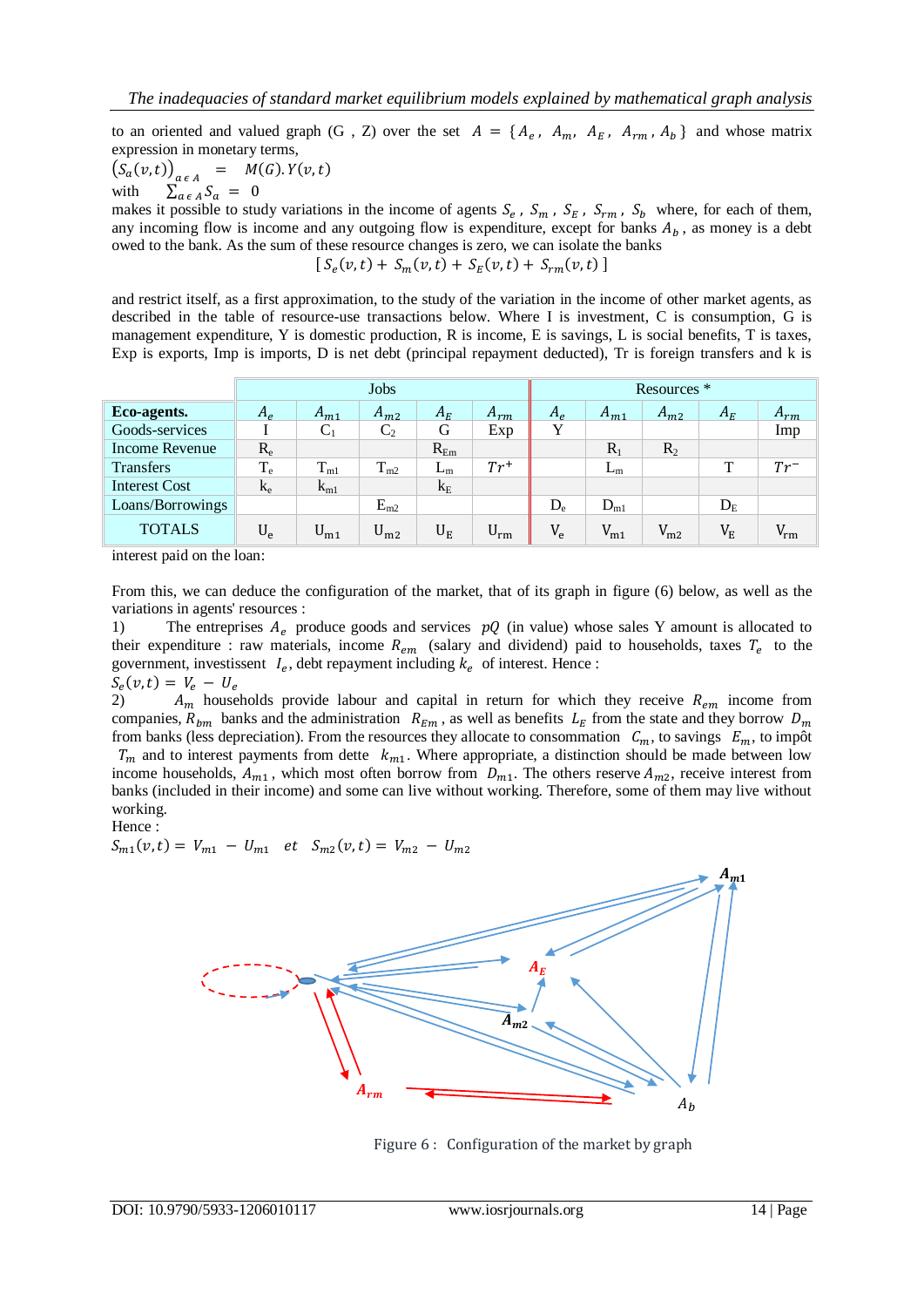to an oriented and valued graph (G , Z) over the set $A = \{A_e, A_m, A_E, A_{rm}, A_b\}$ and whose matrix expression in monetary terms,

$$\left(S_a(v,t)\right)_{a \in A} = M(G).Y(v,t)$$

with $\sum_{a \in A} S_a = 0$

makes it possible to study variations in the income of agents $S_e$ , $S_m$ , $S_E$ , $S_{rm}$ , $S_b$ where, for each of them, any incoming flow is income and any outgoing flow is expenditure, except for banks $A_b$ , as money is a debt owed to the bank. As the sum of these resource changes is zero, we can isolate the banks

$$[\,S_e(v,t) + S_m(v,t) + S_E(v,t) + S_{rm}(v,t)\,]$$

and restrict itself, as a first approximation, to the study of the variation in the income of other market agents, as described in the table of resource-use transactions below. Where I is investment, C is consumption, G is management expenditure, Y is domestic production, R is income, E is savings, L is social benefits, T is taxes, Exp is exports, Imp is imports, D is net debt (principal repayment deducted), Tr is foreign transfers and k is interest paid on the loan:

| | Jobs | | | | | Resources * | | | | |
|---|---|---|---|---|---|---|---|---|---|---|
| **Eco-agents.** | $A_e$ | $A_{m1}$ | $A_{m2}$ | $A_E$ | $A_{rm}$ | $A_e$ | $A_{m1}$ | $A_{m2}$ | $A_E$ | $A_{rm}$ |
| Goods-services | I | $C_1$ | $C_2$ | G | Exp | Y | | | | Imp |
| Income Revenue | $R_e$ | | | $R_{Em}$ | | | $R_1$ | $R_2$ | | |
| Transfers | $T_e$ | $T_{m1}$ | $T_{m2}$ | $L_m$ | $Tr^+$ | | $L_m$ | | T | $Tr^-$ |
| Interest Cost | $k_e$ | $k_{m1}$ | | $k_E$ | | | | | | |
| Loans/Borrowings | | | $E_{m2}$ | | | $D_e$ | $D_{m1}$ | | $D_E$ | |
| TOTALS | $U_e$ | $U_{m1}$ | $U_{m2}$ | $U_E$ | $U_{rm}$ | $V_e$ | $V_{m1}$ | $V_{m2}$ | $V_E$ | $V_{rm}$ |

From this, we can deduce the configuration of the market, that of its graph in figure (6) below, as well as the variations in agents' resources :

1) The entreprises $A_e$ produce goods and services $pQ$ (in value) whose sales Y amount is allocated to their expenditure : raw materials, income $R_{em}$ (salary and dividend) paid to households, taxes $T_e$ to the government, investissent $I_e$, debt repayment including $k_e$ of interest. Hence :

$S_e(v,t) = V_e - U_e$

2) $A_m$ households provide labour and capital in return for which they receive $R_{em}$ income from companies, $R_{bm}$ banks and the administration $R_{Em}$ , as well as benefits $L_E$ from the state and they borrow $D_m$ from banks (less depreciation). From the resources they allocate to consommation $C_m$, to savings $E_m$, to impôt $T_m$ and to interest payments from dette $k_{m1}$. Where appropriate, a distinction should be made between low income households, $A_{m1}$ , which most often borrow from $D_{m1}$. The others reserve $A_{m2}$, receive interest from banks (included in their income) and some can live without working. Therefore, some of them may live without working.

Hence :

$S_{m1}(v,t) = V_{m1} - U_{m1}$ *et* $S_{m2}(v,t) = V_{m2} - U_{m2}$

Figure 6 : Configuration of the market by graph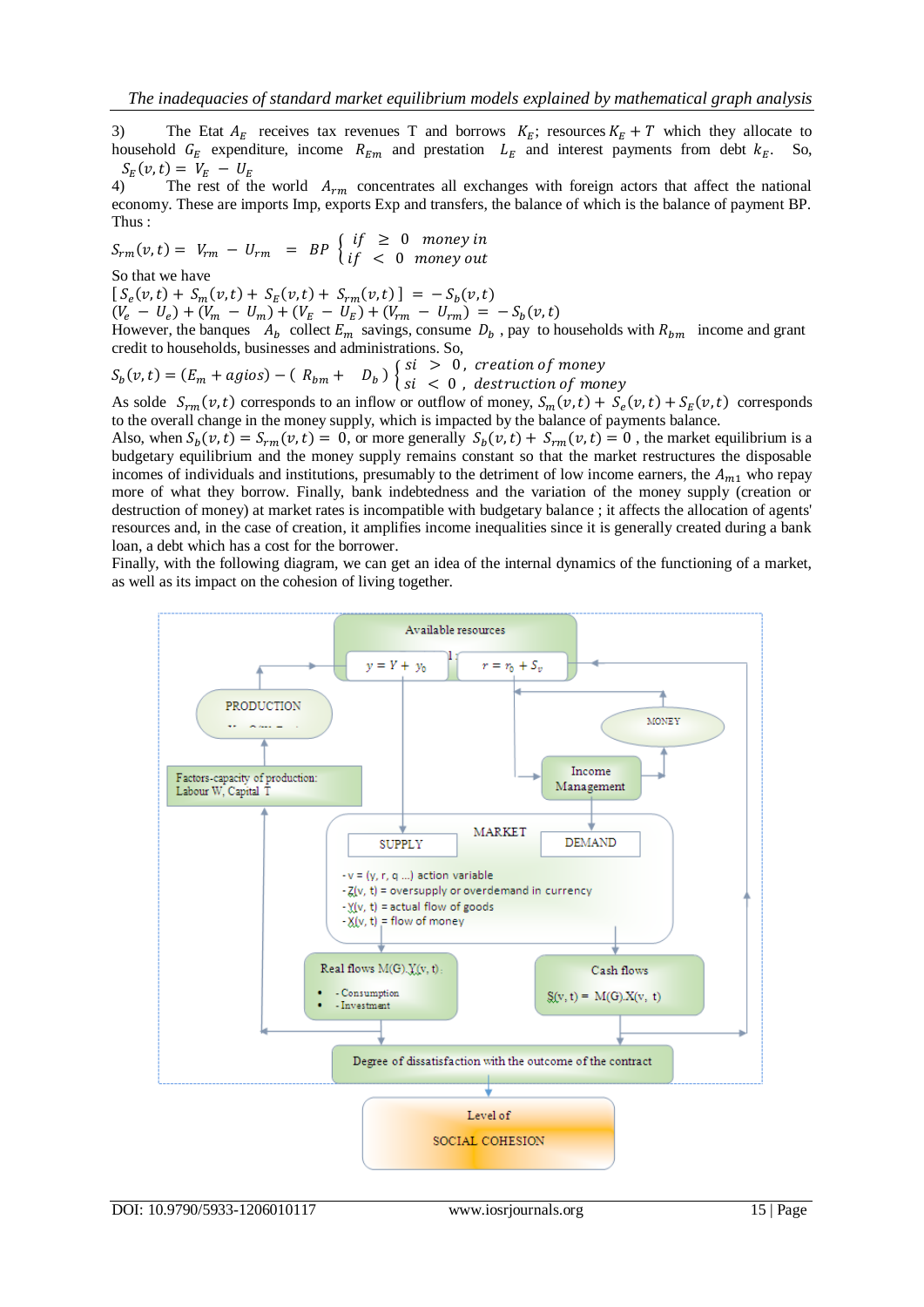3) The Etat $A_E$ receives tax revenues T and borrows $K_E$; resources $K_E + T$ which they allocate to household $G_E$ expenditure, income $R_{Em}$ and prestation $L_E$ and interest payments from debt $k_E$. So, $S_E(v,t) = V_E - U_E$

4) The rest of the world $A_{rm}$ concentrates all exchanges with foreign actors that affect the national economy. These are imports Imp, exports Exp and transfers, the balance of which is the balance of payment BP. Thus :

$$S_{rm}(v,t) = V_{rm} - U_{rm} = BP \begin{cases} if \geq 0 & money\ in \\ if < 0 & money\ out \end{cases}$$

So that we have

$$[S_e(v,t) + S_m(v,t) + S_E(v,t) + S_{rm}(v,t)] = -S_b(v,t)$$

$$(V_e - U_e) + (V_m - U_m) + (V_E - U_E) + (V_{rm} - U_{rm}) = -S_b(v,t)$$

However, the banques $A_b$ collect $E_m$ savings, consume $D_b$ , pay to households with $R_{bm}$ income and grant credit to households, businesses and administrations. So,

$$S_b(v,t) = (E_m + agios) - (R_{bm} + D_b) \begin{cases} si > 0, & creation\ of\ money \\ si < 0, & destruction\ of\ money \end{cases}$$

As solde $S_{rm}(v,t)$ corresponds to an inflow or outflow of money, $S_m(v,t) + S_e(v,t) + S_E(v,t)$ corresponds to the overall change in the money supply, which is impacted by the balance of payments balance.

Also, when $S_b(v,t) = S_{rm}(v,t) = 0$, or more generally $S_b(v,t) + S_{rm}(v,t) = 0$ , the market equilibrium is a budgetary equilibrium and the money supply remains constant so that the market restructures the disposable incomes of individuals and institutions, presumably to the detriment of low income earners, the $A_{m1}$ who repay more of what they borrow. Finally, bank indebtedness and the variation of the money supply (creation or destruction of money) at market rates is incompatible with budgetary balance ; it affects the allocation of agents' resources and, in the case of creation, it amplifies income inequalities since it is generally created during a bank loan, a debt which has a cost for the borrower.

Finally, with the following diagram, we can get an idea of the internal dynamics of the functioning of a market, as well as its impact on the cohesion of living together.

Available resources
$y = V + y_0$ | $r = r_0 + S_v$

PRODUCTION

MONEY

Factors-capacity of production: Labour W, Capital T

Income Management

MARKET
SUPPLY | DEMAND

- v = (y, r, q ...) action variable
- Z(v, t) = oversupply or overdemand in currency
- Y(v, t) = actual flow of goods
- X(v, t) = flow of money

Real flows M(G).Y(v, t):
- Consumption
- Investment

Cash flows
S(v, t) = M(G).X(v, t)

Degree of dissatisfaction with the outcome of the contract

Level of SOCIAL COHESION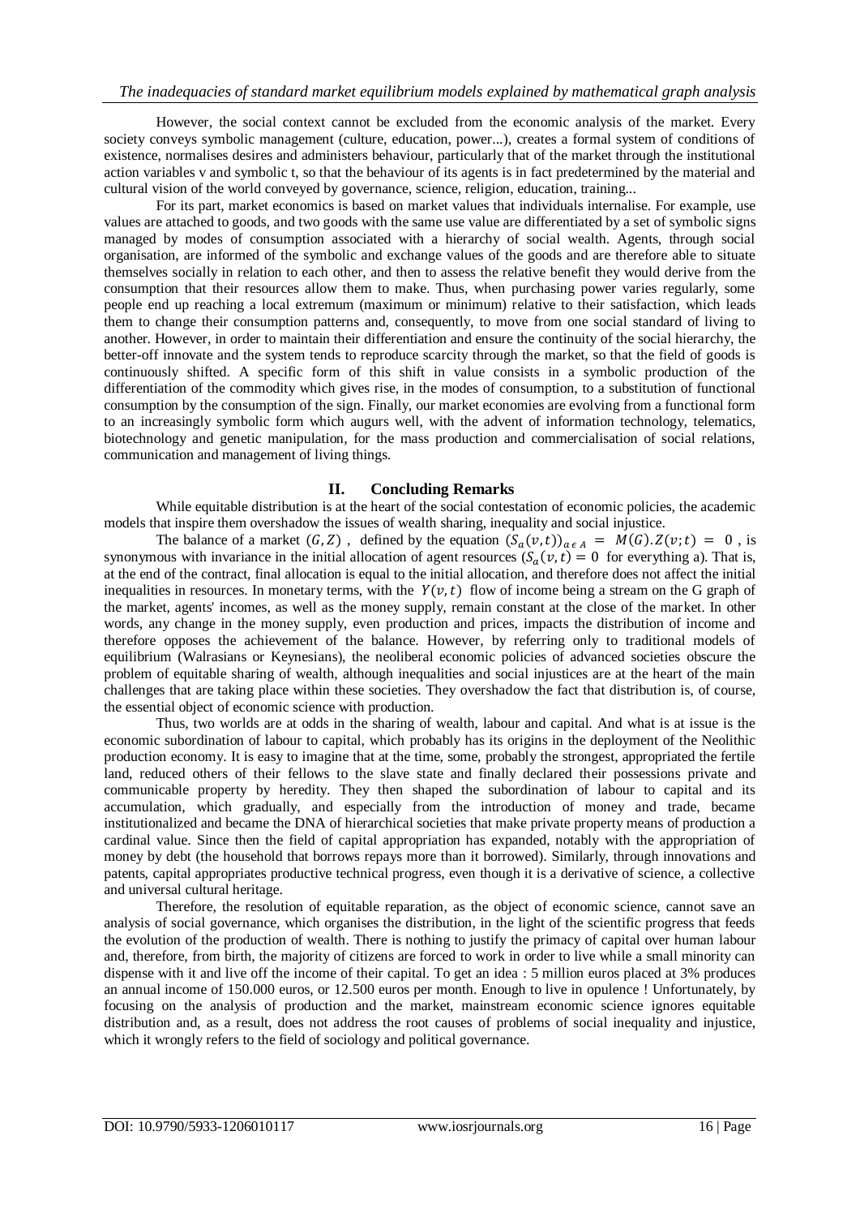However, the social context cannot be excluded from the economic analysis of the market. Every society conveys symbolic management (culture, education, power...), creates a formal system of conditions of existence, normalises desires and administers behaviour, particularly that of the market through the institutional action variables v and symbolic t, so that the behaviour of its agents is in fact predetermined by the material and cultural vision of the world conveyed by governance, science, religion, education, training...

For its part, market economics is based on market values that individuals internalise. For example, use values are attached to goods, and two goods with the same use value are differentiated by a set of symbolic signs managed by modes of consumption associated with a hierarchy of social wealth. Agents, through social organisation, are informed of the symbolic and exchange values of the goods and are therefore able to situate themselves socially in relation to each other, and then to assess the relative benefit they would derive from the consumption that their resources allow them to make. Thus, when purchasing power varies regularly, some people end up reaching a local extremum (maximum or minimum) relative to their satisfaction, which leads them to change their consumption patterns and, consequently, to move from one social standard of living to another. However, in order to maintain their differentiation and ensure the continuity of the social hierarchy, the better-off innovate and the system tends to reproduce scarcity through the market, so that the field of goods is continuously shifted. A specific form of this shift in value consists in a symbolic production of the differentiation of the commodity which gives rise, in the modes of consumption, to a substitution of functional consumption by the consumption of the sign. Finally, our market economies are evolving from a functional form to an increasingly symbolic form which augurs well, with the advent of information technology, telematics, biotechnology and genetic manipulation, for the mass production and commercialisation of social relations, communication and management of living things.

## II. Concluding Remarks

While equitable distribution is at the heart of the social contestation of economic policies, the academic models that inspire them overshadow the issues of wealth sharing, inequality and social injustice.

The balance of a market $(G, Z)$ , defined by the equation $(S_a(v,t))_{a \in A} = M(G).Z(v;t) = 0$ , is synonymous with invariance in the initial allocation of agent resources ($S_a(v,t) = 0$ for everything a). That is, at the end of the contract, final allocation is equal to the initial allocation, and therefore does not affect the initial inequalities in resources. In monetary terms, with the $Y(v,t)$ flow of income being a stream on the G graph of the market, agents' incomes, as well as the money supply, remain constant at the close of the market. In other words, any change in the money supply, even production and prices, impacts the distribution of income and therefore opposes the achievement of the balance. However, by referring only to traditional models of equilibrium (Walrasians or Keynesians), the neoliberal economic policies of advanced societies obscure the problem of equitable sharing of wealth, although inequalities and social injustices are at the heart of the main challenges that are taking place within these societies. They overshadow the fact that distribution is, of course, the essential object of economic science with production.

Thus, two worlds are at odds in the sharing of wealth, labour and capital. And what is at issue is the economic subordination of labour to capital, which probably has its origins in the deployment of the Neolithic production economy. It is easy to imagine that at the time, some, probably the strongest, appropriated the fertile land, reduced others of their fellows to the slave state and finally declared their possessions private and communicable property by heredity. They then shaped the subordination of labour to capital and its accumulation, which gradually, and especially from the introduction of money and trade, became institutionalized and became the DNA of hierarchical societies that make private property means of production a cardinal value. Since then the field of capital appropriation has expanded, notably with the appropriation of money by debt (the household that borrows repays more than it borrowed). Similarly, through innovations and patents, capital appropriates productive technical progress, even though it is a derivative of science, a collective and universal cultural heritage.

Therefore, the resolution of equitable reparation, as the object of economic science, cannot save an analysis of social governance, which organises the distribution, in the light of the scientific progress that feeds the evolution of the production of wealth. There is nothing to justify the primacy of capital over human labour and, therefore, from birth, the majority of citizens are forced to work in order to live while a small minority can dispense with it and live off the income of their capital. To get an idea : 5 million euros placed at 3% produces an annual income of 150.000 euros, or 12.500 euros per month. Enough to live in opulence ! Unfortunately, by focusing on the analysis of production and the market, mainstream economic science ignores equitable distribution and, as a result, does not address the root causes of problems of social inequality and injustice, which it wrongly refers to the field of sociology and political governance.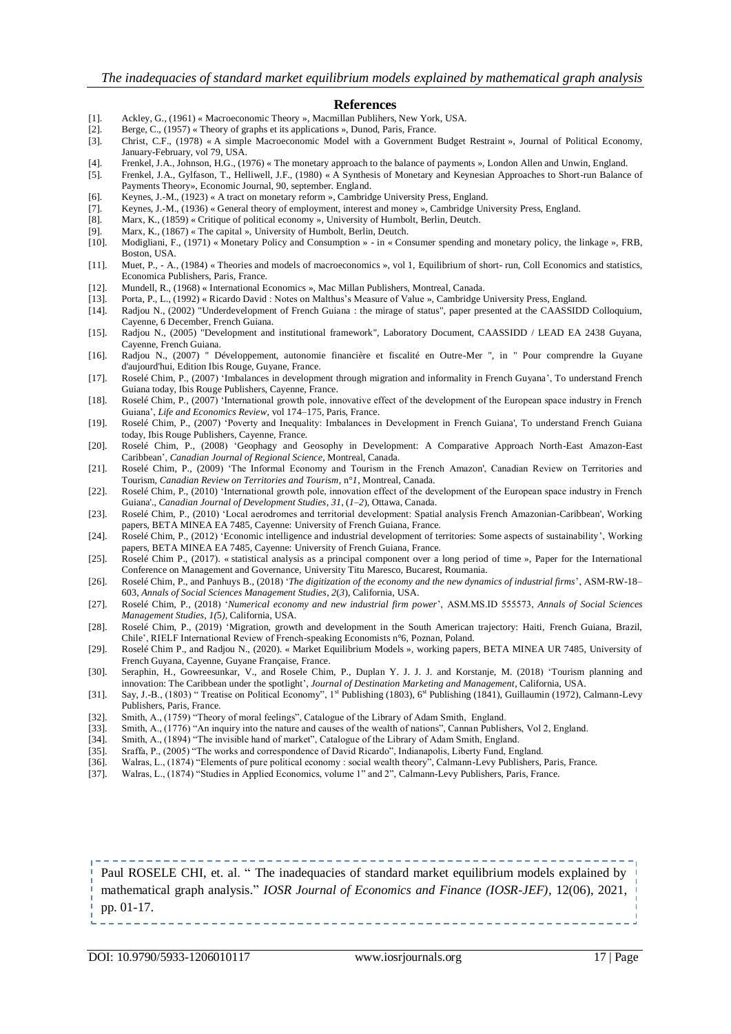## References

[1]. Ackley, G., (1961) « Macroeconomic Theory », Macmillan Publihers, New York, USA.

[2]. Berge, C., (1957) « Theory of graphs et its applications », Dunod, Paris, France.

[3]. Christ, C.F., (1978) « A simple Macroeconomic Model with a Government Budget Restraint », Journal of Political Economy, January-February, vol 79, USA.

[4]. Frenkel, J.A., Johnson, H.G., (1976) « The monetary approach to the balance of payments », London Allen and Unwin, England.

[5]. Frenkel, J.A., Gylfason, T., Helliwell, J.F., (1980) « A Synthesis of Monetary and Keynesian Approaches to Short-run Balance of Payments Theory», Economic Journal, 90, september. England.

[6]. Keynes, J.-M., (1923) « A tract on monetary reform », Cambridge University Press, England.

[7]. Keynes, J.-M., (1936) « General theory of employment, interest and money », Cambridge University Press, England.

[8]. Marx, K., (1859) « Critique of political economy », University of Humbolt, Berlin, Deutch.

[9]. Marx, K., (1867) « The capital », University of Humbolt, Berlin, Deutch.

[10]. Modigliani, F., (1971) « Monetary Policy and Consumption » - in « Consumer spending and monetary policy, the linkage », FRB, Boston, USA.

[11]. Muet, P., - A., (1984) « Theories and models of macroeconomics », vol 1, Equilibrium of short- run, Coll Economics and statistics, Economica Publishers, Paris, France.

[12]. Mundell, R., (1968) « International Economics », Mac Millan Publishers, Montreal, Canada.

[13]. Porta, P., L., (1992) « Ricardo David : Notes on Malthus's Measure of Value », Cambridge University Press, England.

[14]. Radjou N., (2002) "Underdevelopment of French Guiana : the mirage of status", paper presented at the CAASSIDD Colloquium, Cayenne, 6 December, French Guiana.

[15]. Radjou N., (2005) "Development and institutional framework", Laboratory Document, CAASSIDD / LEAD EA 2438 Guyana, Cayenne, French Guiana.

[16]. Radjou N., (2007) " Développement, autonomie financière et fiscalité en Outre-Mer ", in " Pour comprendre la Guyane d'aujourd'hui, Edition Ibis Rouge, Guyane, France.

[17]. Roselé Chim, P., (2007) 'Imbalances in development through migration and informality in French Guyana', To understand French Guiana today, Ibis Rouge Publishers, Cayenne, France.

[18]. Roselé Chim, P., (2007) 'International growth pole, innovative effect of the development of the European space industry in French Guiana', *Life and Economics Review*, vol 174–175, Paris, France.

[19]. Roselé Chim, P., (2007) 'Poverty and Inequality: Imbalances in Development in French Guiana', To understand French Guiana today, Ibis Rouge Publishers, Cayenne, France.

[20]. Roselé Chim, P., (2008) 'Geophagy and Geosophy in Development: A Comparative Approach North-East Amazon-East Caribbean', *Canadian Journal of Regional Science*, Montreal, Canada.

[21]. Roselé Chim, P., (2009) 'The Informal Economy and Tourism in the French Amazon', Canadian Review on Territories and Tourism, *Canadian Review on Territories and Tourism*, *n°1*, Montreal, Canada.

[22]. Roselé Chim, P., (2010) 'International growth pole, innovation effect of the development of the European space industry in French Guiana'., *Canadian Journal of Development Studies*, *31*, (*1–2*), Ottawa, Canada.

[23]. Roselé Chim, P., (2010) 'Local aerodromes and territorial development: Spatial analysis French Amazonian-Caribbean', Working papers, BETA MINEA EA 7485, Cayenne: University of French Guiana, France.

[24]. Roselé Chim, P., (2012) 'Economic intelligence and industrial development of territories: Some aspects of sustainability', Working papers, BETA MINEA EA 7485, Cayenne: University of French Guiana, France.

[25]. Roselé Chim P., (2017). « statistical analysis as a principal component over a long period of time », Paper for the International Conference on Management and Governance, University Titu Maresco, Bucarest, Roumania.

[26]. Roselé Chim, P., and Panhuys B., (2018) '*The digitization of the economy and the new dynamics of industrial firms*', ASM-RW-18–603, *Annals of Social Sciences Management Studies*, *2(3)*, California, USA.

[27]. Roselé Chim, P., (2018) '*Numerical economy and new industrial firm power*', ASM.MS.ID 555573, *Annals of Social Sciences Management Studies*, *1(5)*, California, USA.

[28]. Roselé Chim, P., (2019) 'Migration, growth and development in the South American trajectory: Haiti, French Guiana, Brazil, Chile', RIELF International Review of French-speaking Economists n°6, Poznan, Poland.

[29]. Roselé Chim P., and Radjou N., (2020). « Market Equilibrium Models », working papers, BETA MINEA UR 7485, University of French Guyana, Cayenne, Guyane Française, France.

[30]. Seraphin, H., Gowreesunkar, V., and Rosele Chim, P., Duplan Y. J. J. and Korstanje, M. (2018) 'Tourism planning and innovation: The Caribbean under the spotlight', *Journal of Destination Marketing and Management*, California, USA.

[31]. Say, J.-B., (1803) " Treatise on Political Economy", 1st Publishing (1803), 6st Publishing (1841), Guillaumin (1972), Calmann-Levy Publishers, Paris, France.

[32]. Smith, A., (1759) "Theory of moral feelings", Catalogue of the Library of Adam Smith, England.

[33]. Smith, A., (1776) "An inquiry into the nature and causes of the wealth of nations", Cannan Publishers, Vol 2, England.

[34]. Smith, A., (1894) "The invisible hand of market", Catalogue of the Library of Adam Smith, England.

[35]. Sraffa, P., (2005) "The works and correspondence of David Ricardo", Indianapolis, Liberty Fund, England.

[36]. Walras, L., (1874) "Elements of pure political economy : social wealth theory", Calmann-Levy Publishers, Paris, France.

[37]. Walras, L., (1874) "Studies in Applied Economics, volume 1" and 2", Calmann-Levy Publishers, Paris, France.

Paul ROSELE CHI, et. al. " The inadequacies of standard market equilibrium models explained by mathematical graph analysis." *IOSR Journal of Economics and Finance (IOSR-JEF)*, 12(06), 2021, pp. 01-17.